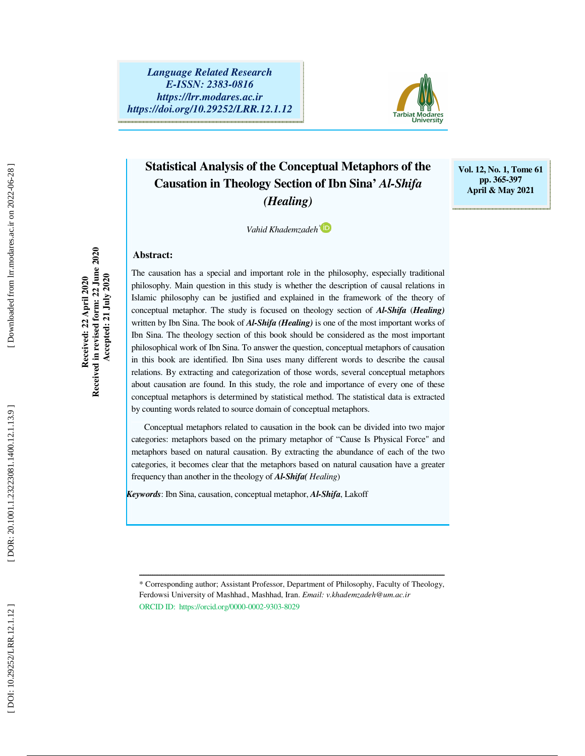# Statistical Analysis of the Conceptual Metaphors of the Causation in Theology Section of Ibn Sina' *Al-Shifa* *(Healing)*

*Vahid Khademzadeh*[*]

Received: 22 April 2020
Received in revised form: 22 June 2020
Accepted: 21 July 2020

## Abstract:

The causation has a special and important role in the philosophy, especially traditional philosophy. Main question in this study is whether the description of causal relations in Islamic philosophy can be justified and explained in the framework of the theory of conceptual metaphor. The study is focused on theology section of ***Al-Shifa*** (***Healing)*** written by Ibn Sina. The book of ***Al-Shifa (Healing)*** is one of the most important works of Ibn Sina. The theology section of this book should be considered as the most important philosophical work of Ibn Sina. To answer the question, conceptual metaphors of causation in this book are identified. Ibn Sina uses many different words to describe the causal relations. By extracting and categorization of those words, several conceptual metaphors about causation are found. In this study, the role and importance of every one of these conceptual metaphors is determined by statistical method. The statistical data is extracted by counting words related to source domain of conceptual metaphors.

Conceptual metaphors related to causation in the book can be divided into two major categories: metaphors based on the primary metaphor of "Cause Is Physical Force" and metaphors based on natural causation. By extracting the abundance of each of the two categories, it becomes clear that the metaphors based on natural causation have a greater frequency than another in the theology of ***Al-Shifa(*** *Healing*)

***Keywords***: Ibn Sina, causation, conceptual metaphor, ***Al-Shifa***, Lakoff

---

[*] Corresponding author; Assistant Professor, Department of Philosophy, Faculty of Theology, Ferdowsi University of Mashhad., Mashhad, Iran. *Email: v.khademzadeh@um.ac.ir*
ORCID ID: https://orcid.org/0000-0002-9303-8029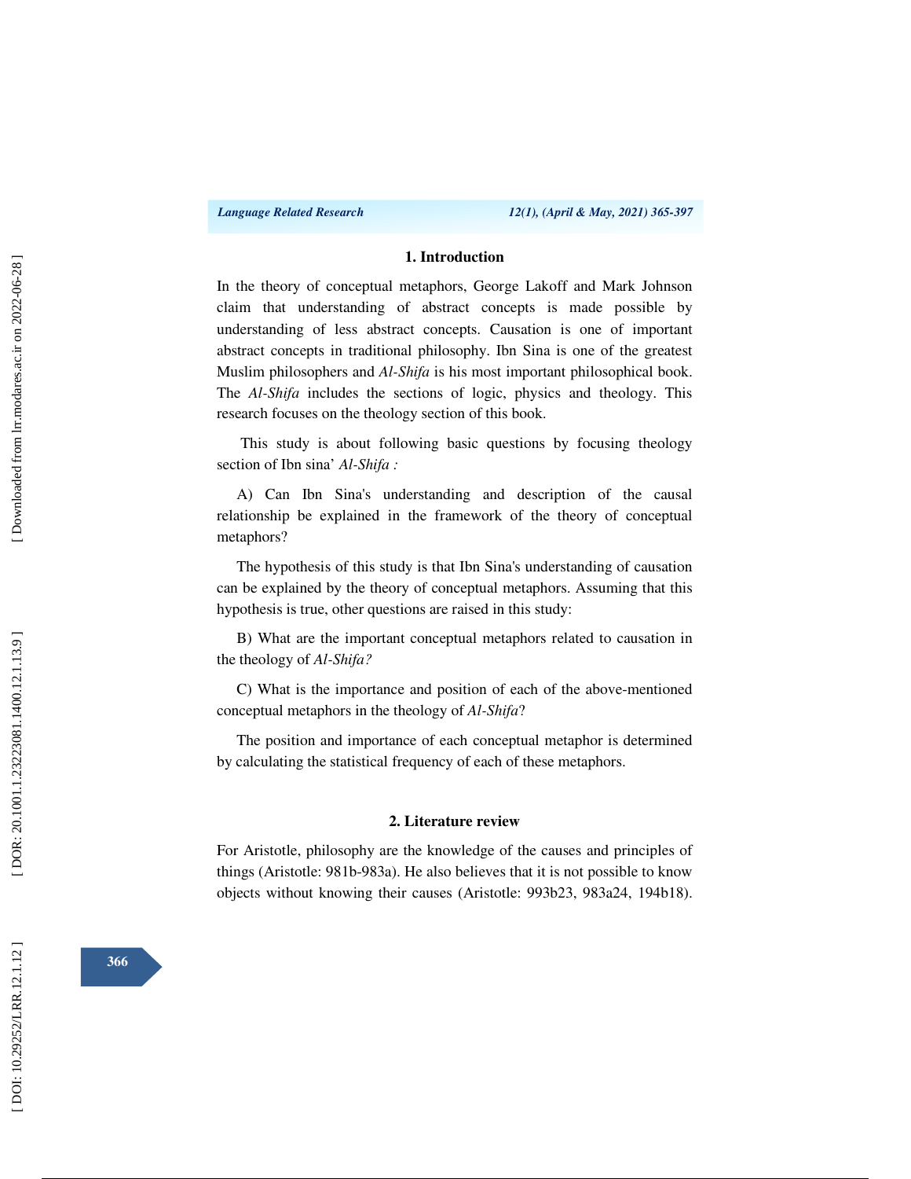## 1. Introduction

In the theory of conceptual metaphors, George Lakoff and Mark Johnson claim that understanding of abstract concepts is made possible by understanding of less abstract concepts. Causation is one of important abstract concepts in traditional philosophy. Ibn Sina is one of the greatest Muslim philosophers and *Al-Shifa* is his most important philosophical book. The *Al-Shifa* includes the sections of logic, physics and theology. This research focuses on the theology section of this book.

This study is about following basic questions by focusing theology section of Ibn sina' *Al-Shifa :*

A) Can Ibn Sina's understanding and description of the causal relationship be explained in the framework of the theory of conceptual metaphors?

The hypothesis of this study is that Ibn Sina's understanding of causation can be explained by the theory of conceptual metaphors. Assuming that this hypothesis is true, other questions are raised in this study:

B) What are the important conceptual metaphors related to causation in the theology of *Al-Shifa?*

C) What is the importance and position of each of the above-mentioned conceptual metaphors in the theology of *Al-Shifa*?

The position and importance of each conceptual metaphor is determined by calculating the statistical frequency of each of these metaphors.

## 2. Literature review

For Aristotle, philosophy are the knowledge of the causes and principles of things (Aristotle: 981b-983a). He also believes that it is not possible to know objects without knowing their causes (Aristotle: 993b23, 983a24, 194b18).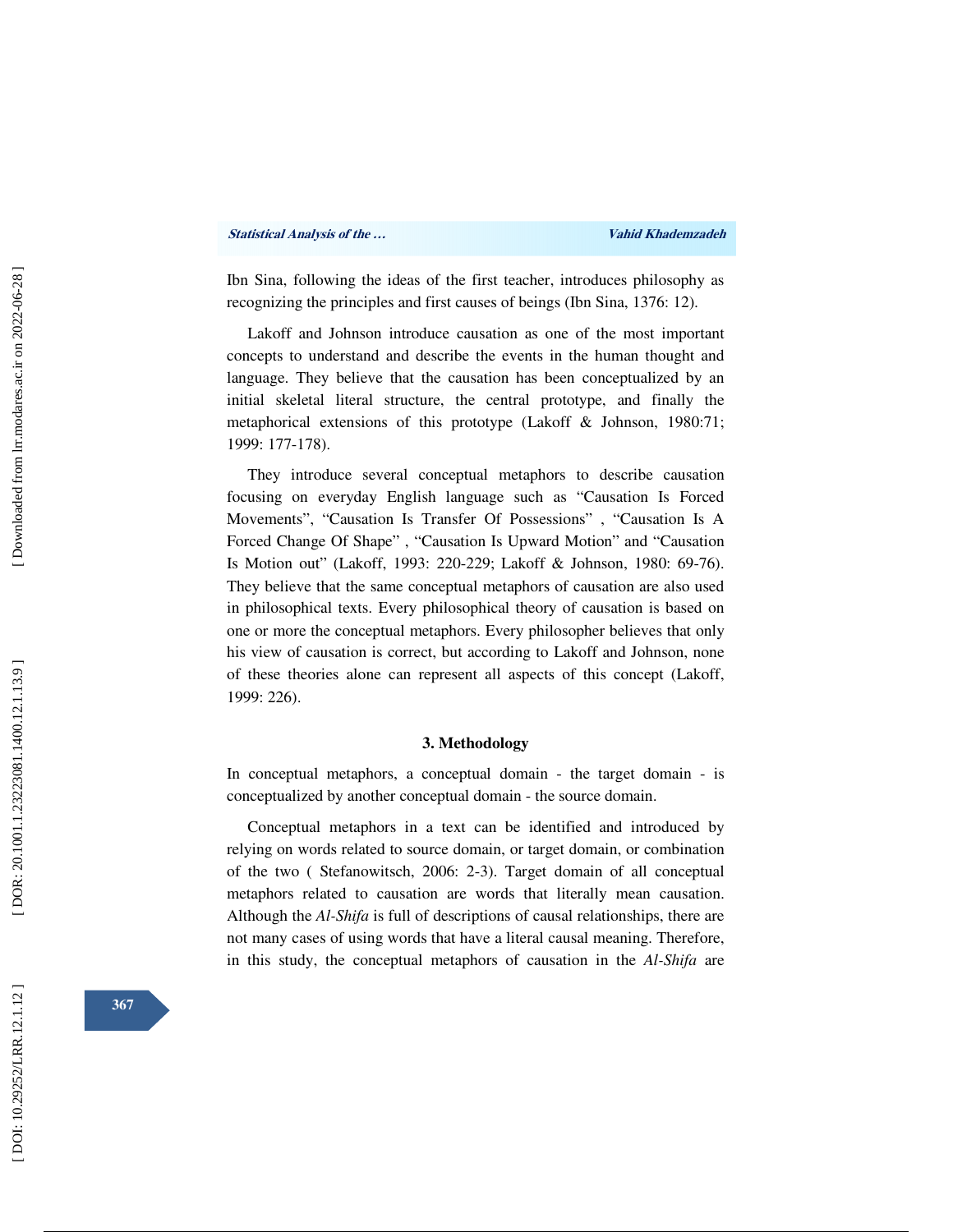Ibn Sina, following the ideas of the first teacher, introduces philosophy as recognizing the principles and first causes of beings (Ibn Sina, 1376: 12).

Lakoff and Johnson introduce causation as one of the most important concepts to understand and describe the events in the human thought and language. They believe that the causation has been conceptualized by an initial skeletal literal structure, the central prototype, and finally the metaphorical extensions of this prototype (Lakoff & Johnson, 1980:71; 1999: 177-178).

They introduce several conceptual metaphors to describe causation focusing on everyday English language such as “Causation Is Forced Movements”, “Causation Is Transfer Of Possessions” , “Causation Is A Forced Change Of Shape” , “Causation Is Upward Motion” and “Causation Is Motion out” (Lakoff, 1993: 220-229; Lakoff & Johnson, 1980: 69-76). They believe that the same conceptual metaphors of causation are also used in philosophical texts. Every philosophical theory of causation is based on one or more the conceptual metaphors. Every philosopher believes that only his view of causation is correct, but according to Lakoff and Johnson, none of these theories alone can represent all aspects of this concept (Lakoff, 1999: 226).

## 3. Methodology

In conceptual metaphors, a conceptual domain - the target domain - is conceptualized by another conceptual domain - the source domain.

Conceptual metaphors in a text can be identified and introduced by relying on words related to source domain, or target domain, or combination of the two ( Stefanowitsch, 2006: 2-3). Target domain of all conceptual metaphors related to causation are words that literally mean causation. Although the *Al-Shifa* is full of descriptions of causal relationships, there are not many cases of using words that have a literal causal meaning. Therefore, in this study, the conceptual metaphors of causation in the *Al-Shifa* are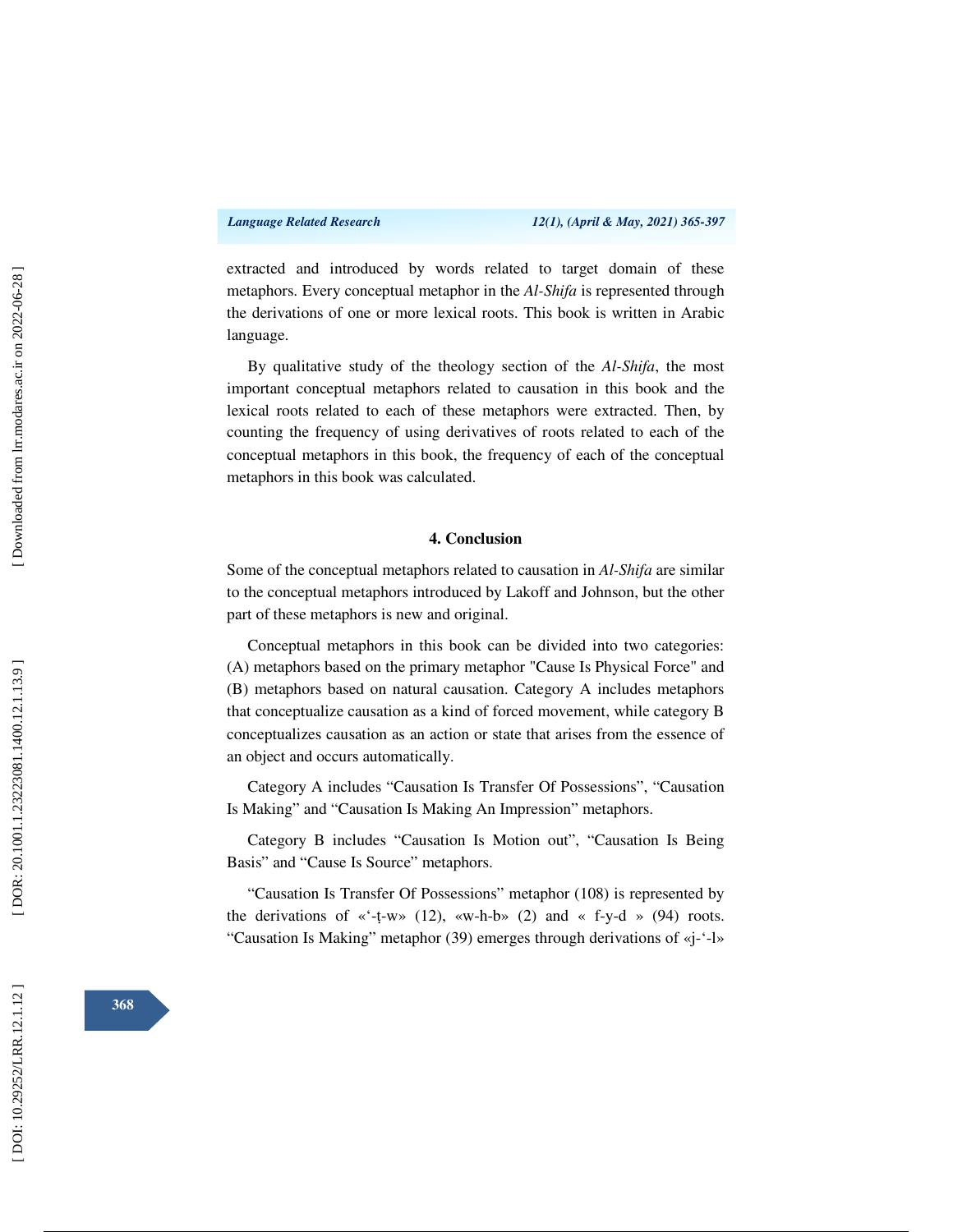extracted and introduced by words related to target domain of these metaphors. Every conceptual metaphor in the *Al-Shifa* is represented through the derivations of one or more lexical roots. This book is written in Arabic language.

By qualitative study of the theology section of the *Al-Shifa*, the most important conceptual metaphors related to causation in this book and the lexical roots related to each of these metaphors were extracted. Then, by counting the frequency of using derivatives of roots related to each of the conceptual metaphors in this book, the frequency of each of the conceptual metaphors in this book was calculated.

## 4. Conclusion

Some of the conceptual metaphors related to causation in *Al-Shifa* are similar to the conceptual metaphors introduced by Lakoff and Johnson, but the other part of these metaphors is new and original.

Conceptual metaphors in this book can be divided into two categories: (A) metaphors based on the primary metaphor "Cause Is Physical Force" and (B) metaphors based on natural causation. Category A includes metaphors that conceptualize causation as a kind of forced movement, while category B conceptualizes causation as an action or state that arises from the essence of an object and occurs automatically.

Category A includes “Causation Is Transfer Of Possessions”, “Causation Is Making” and “Causation Is Making An Impression” metaphors.

Category B includes “Causation Is Motion out”, “Causation Is Being Basis” and “Cause Is Source” metaphors.

“Causation Is Transfer Of Possessions” metaphor (108) is represented by the derivations of «‘-ṭ-w» (12), «w-h-b» (2) and « f-y-d » (94) roots. “Causation Is Making” metaphor (39) emerges through derivations of «j-‘-l»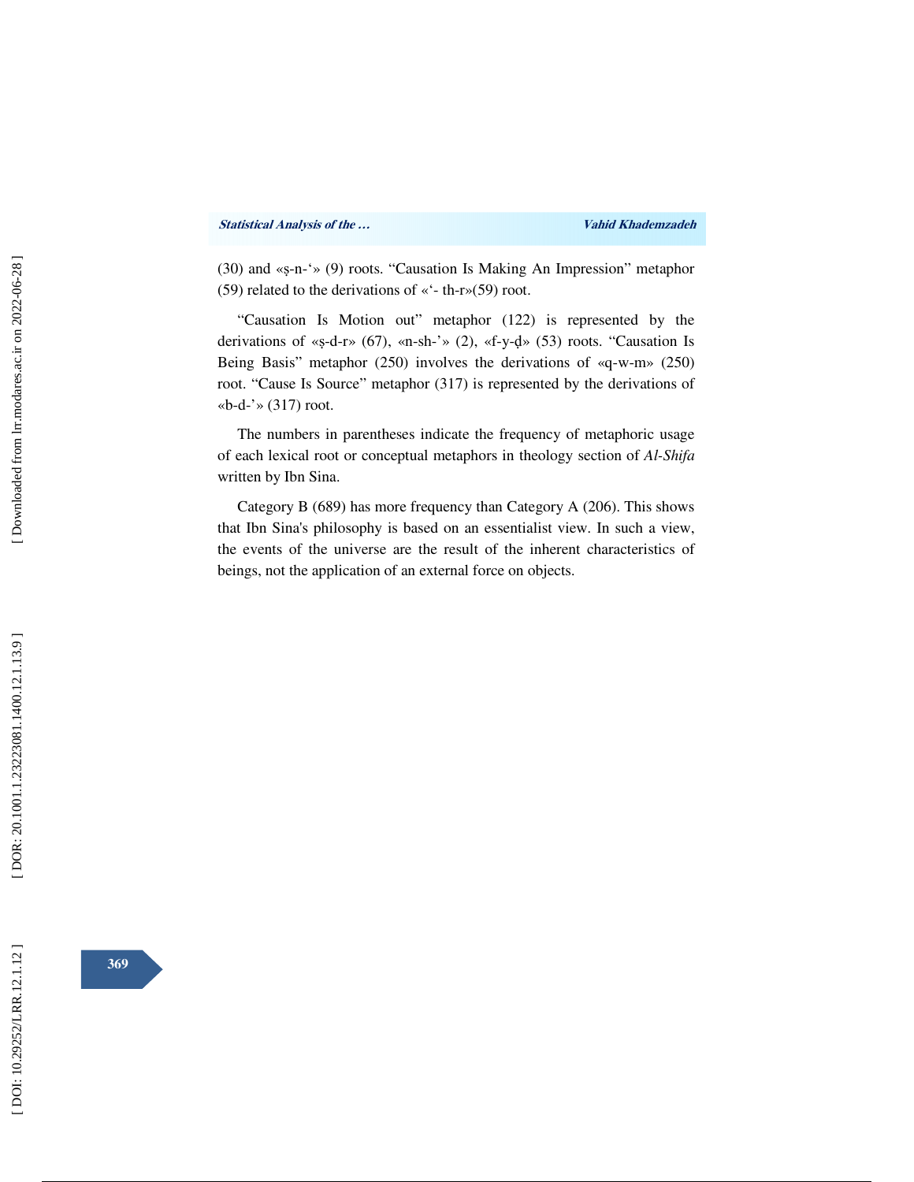(30) and «ṣ-n-‘» (9) roots. “Causation Is Making An Impression” metaphor (59) related to the derivations of «‘- th-r»(59) root.

“Causation Is Motion out” metaphor (122) is represented by the derivations of «ṣ-d-r» (67), «n-sh-’» (2), «f-y-ḍ» (53) roots. “Causation Is Being Basis” metaphor (250) involves the derivations of «q-w-m» (250) root. “Cause Is Source” metaphor (317) is represented by the derivations of «b-d-’» (317) root.

The numbers in parentheses indicate the frequency of metaphoric usage of each lexical root or conceptual metaphors in theology section of *Al-Shifa* written by Ibn Sina.

Category B (689) has more frequency than Category A (206). This shows that Ibn Sina's philosophy is based on an essentialist view. In such a view, the events of the universe are the result of the inherent characteristics of beings, not the application of an external force on objects.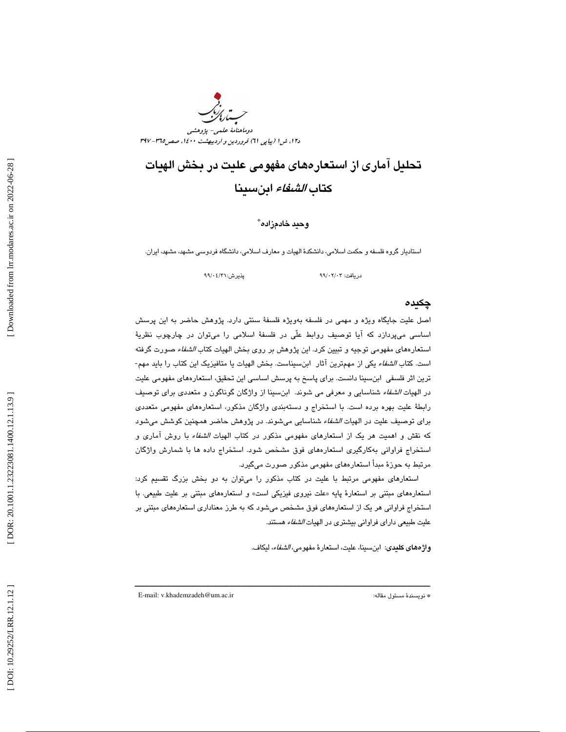# تحلیل آماری از استعاره‌های مفهومی علیت در بخش الهیات کتاب *الشفاء* ابن‌سینا

**وحید خادم‌زاده***

استادیار گروه فلسفه و حکمت اسلامی، دانشکدهٔ الهیات و معارف اسلامی، دانشگاه فردوسی مشهد، مشهد، ایران.

دریافت: ۹۹/۰۲/۰۳ پذیرش: ۹۹/۰٤/۳۱

## چکیده

اصل علیت جایگاه ویژه و مهمی در فلسفه به‌ویژه فلسفهٔ سنتی دارد. پژوهش حاضر به این پرسش اساسی می‌پردازد که آیا توصیف روابط علّی در فلسفهٔ اسلامی را می‌توان در چارچوب نظریهٔ استعاره‌های مفهومی توجیه و تبیین کرد. این پژوهش بر روی بخش الهیات کتاب *الشفاء* صورت گرفته است. کتاب *الشفاء* یکی از مهم‌ترین آثار ابن‌سیناست. بخش الهیات یا متافیزیک این کتاب را باید مهم‌ترین اثر فلسفی ابن‌سینا دانست. برای پاسخ به پرسش اساسی این تحقیق، استعاره‌های مفهومی علیت در الهیات *الشفاء* شناسایی و معرفی می شوند. ابن‌سینا از واژگان گوناگون و متعددی برای توصیف رابطهٔ علیت بهره برده است. با استخراج و دسته‌بندی واژگان مذکور، استعاره‌های مفهومی متعددی برای توصیف علیت در الهیات *الشفاء* شناسایی می‌شوند. در پژوهش حاضر همچنین کوشش می‌شود که نقش و اهمیت هر یک از استعارهای مفهومی مذکور در کتاب الهیات *الشفاء* با روش آماری و استخراج فراوانی به‌کارگیری استعاره‌های فوق مشخص شود. استخراج داده ها با شمارش واژگان مرتبط به حوزهٔ مبدأ استعاره‌های مفهومی مذکور صورت می‌گیرد.

استعارهای مفهومی مرتبط با علیت در کتاب مذکور را می‌توان به دو بخش بزرگ تقسیم کرد: استعاره‌های مبتنی بر استعارهٔ پایه «علت نیروی فیزیکی است» و استعاره‌های مبتنی بر علیت طبیعی. با استخراج فراوانی هر یک از استعاره‌های فوق مشخص می‌شود که به طرز معناداری استعاره‌های مبتنی بر علیت طبیعی دارای فراوانی بیشتری در الهیات *الشفاء* هستند.

**واژه‌های کلیدی**: ابن‌سینا، علیت، استعارهٔ مفهومی، *الشفاء*، لیکاف.

---

* نویسندهٔ مسئول مقاله: E-mail: v.khademzadeh@um.ac.ir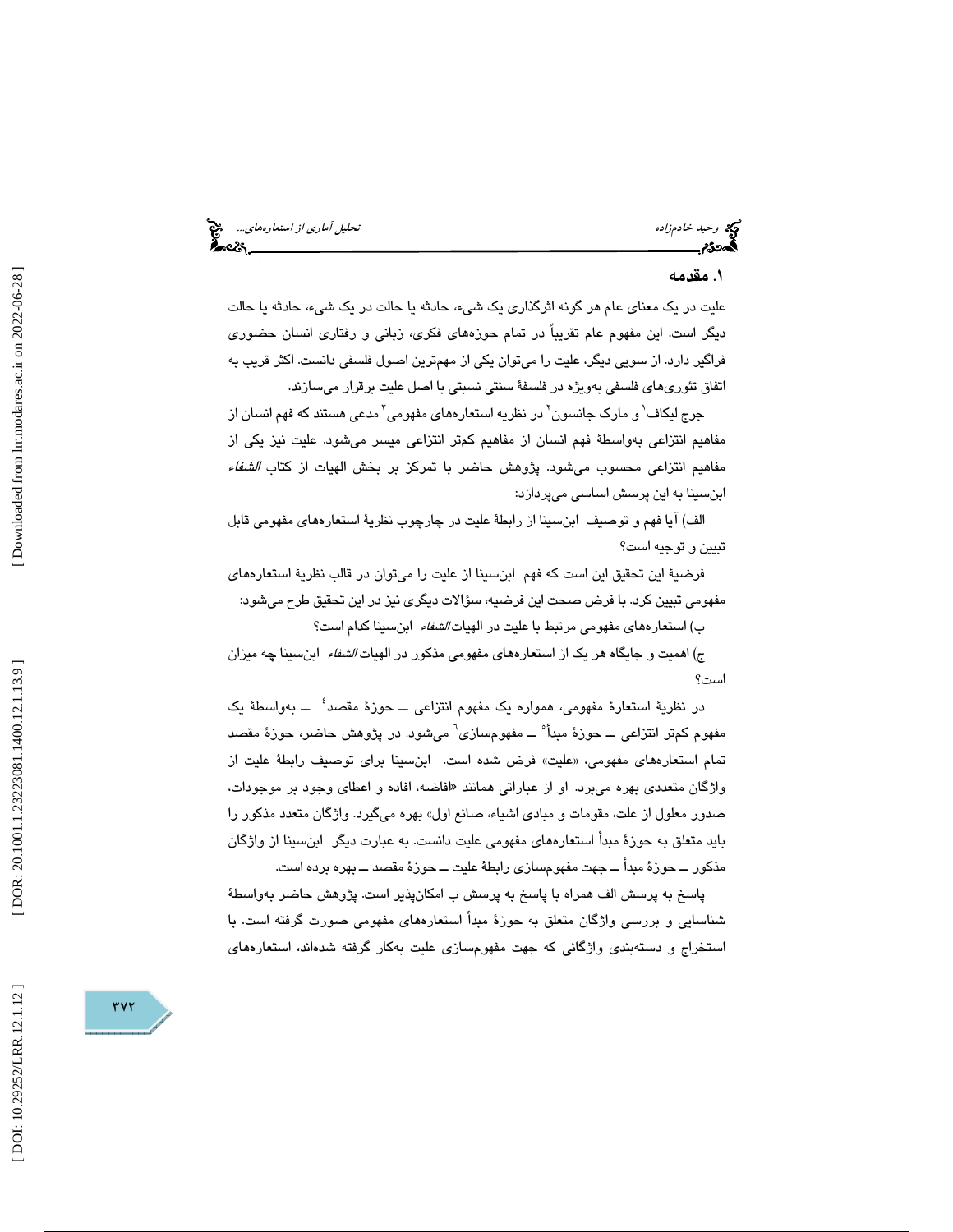## ۱. مقدمه

علیت در یک معنای عام هر گونه اثرگذاری یک شیء، حادثه یا حالت در یک شیء، حادثه یا حالت دیگر است. این مفهوم عام تقریباً در تمام حوزه‌های فکری، زبانی و رفتاری انسان حضوری فراگیر دارد. از سویی دیگر، علیت را می‌توان یکی از مهم‌ترین اصول فلسفی دانست. اکثر قریب به اتفاق تئوری‌های فلسفی به‌ویژه در فلسفهٔ سنتی نسبتی با اصل علیت برقرار می‌سازند.

جرج لیکاف[1] و مارک جانسون[2] در نظریه استعاره‌های مفهومی[3] مدعی هستند که فهم انسان از مفاهیم انتزاعی به‌واسطهٔ فهم انسان از مفاهیم کمتر انتزاعی میسر می‌شود. علیت نیز یکی از مفاهیم انتزاعی محسوب می‌شود. پژوهش حاضر با تمرکز بر بخش الهیات از کتاب *الشفاء* ابن‌سینا به این پرسش اساسی می‌پردازد:

الف) آیا فهم و توصیف ابن‌سینا از رابطهٔ علیت در چارچوب نظریهٔ استعاره‌های مفهومی قابل تبیین و توجیه است؟

فرضیهٔ این تحقیق این است که فهم ابن‌سینا از علیت را می‌توان در قالب نظریهٔ استعاره‌های مفهومی تبیین کرد. با فرض صحت این فرضیه، سؤالات دیگری نیز در این تحقیق طرح می‌شود:

ب) استعاره‌های مفهومی مرتبط با علیت در الهیات *الشفاء* ابن‌سینا کدام است؟

ج) اهمیت و جایگاه هر یک از استعاره‌های مفهومی مذکور در الهیات *الشفاء* ابن‌سینا چه میزان است؟

در نظریهٔ استعارهٔ مفهومی، همواره یک مفهوم انتزاعی ــ حوزهٔ مقصد[4] ــ به‌واسطهٔ یک مفهوم کمتر انتزاعی ــ حوزهٔ مبدأ[5] ــ مفهوم‌سازی[6] می‌شود. در پژوهش حاضر، حوزهٔ مقصد تمام استعاره‌های مفهومی، «علیت» فرض شده است. ابن‌سینا برای توصیف رابطهٔ علیت از واژگان متعددی بهره می‌برد. او از عباراتی همانند «افاضه، افاده و اعطای وجود بر موجودات، صدور معلول از علت، مقومات و مبادی اشیاء، صانع اول» بهره می‌گیرد. واژگان متعدد مذکور را باید متعلق به حوزهٔ مبدأ استعاره‌های مفهومی علیت دانست. به عبارت دیگر ابن‌سینا از واژگان مذکور ــ حوزهٔ مبدأ ــ جهت مفهوم‌سازی رابطهٔ علیت ــ حوزهٔ مقصد ــ بهره برده است.

پاسخ به پرسش الف همراه با پاسخ به پرسش ب امکان‌پذیر است. پژوهش حاضر به‌واسطهٔ شناسایی و بررسی واژگان متعلق به حوزهٔ مبدأ استعاره‌های مفهومی صورت گرفته است. با استخراج و دسته‌بندی واژگانی که جهت مفهوم‌سازی علیت به‌کار گرفته شده‌اند، استعاره‌های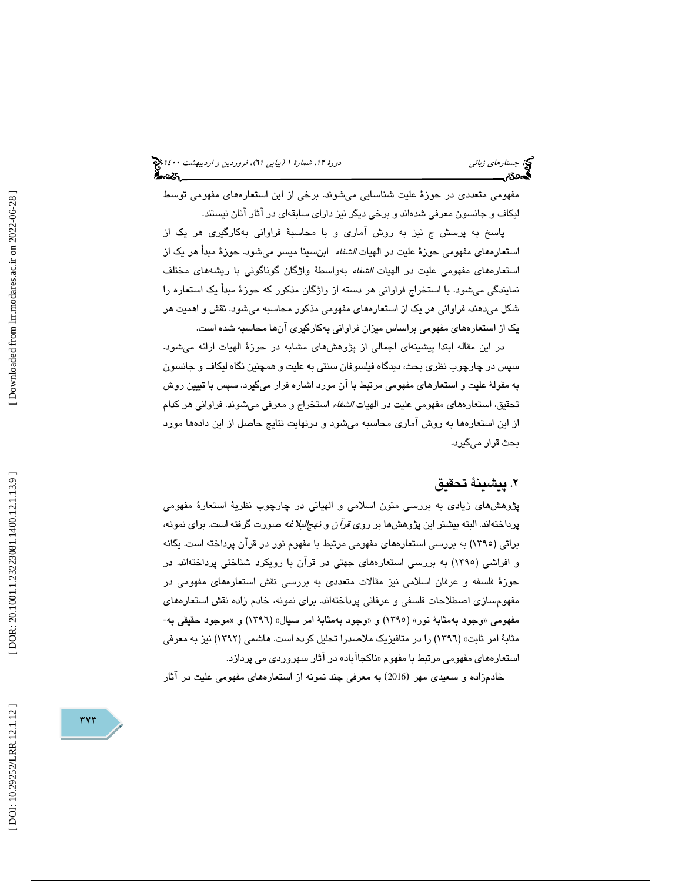مفهومی متعددی در حوزهٔ علیت شناسایی می‌شوند. برخی از این استعاره‌های مفهومی توسط لیکاف و جانسون معرفی شده‌اند و برخی دیگر نیز دارای سابقه‌ای در آثار آنان نیستند.

پاسخ به پرسش ج نیز به روش آماری و با محاسبهٔ فراوانی به‌کارگیری هر یک از استعاره‌های مفهومی حوزهٔ علیت در الهیات *الشفاء* ابن‌سینا میسر می‌شود. حوزهٔ مبدأ هر یک از استعاره‌های مفهومی علیت در الهیات *الشفاء* به‌واسطهٔ واژگان گوناگونی با ریشه‌های مختلف نمایندگی می‌شود. با استخراج فراوانی هر دسته از واژگان مذکور که حوزهٔ مبدأ یک استعاره را شکل می‌دهند، فراوانی هر یک از استعاره‌های مفهومی مذکور محاسبه می‌شود. نقش و اهمیت هر یک از استعاره‌های مفهومی براساس میزان فراوانی به‌کارگیری آن‌ها محاسبه شده است.

در این مقاله ابتدا پیشینه‌ای اجمالی از پژوهش‌های مشابه در حوزهٔ الهیات ارائه می‌شود. سپس در چارچوب نظری بحث، دیدگاه فیلسوفان سنتی به علیت و همچنین نگاه لیکاف و جانسون به مقولهٔ علیت و استعاره‌های مفهومی مرتبط با آن مورد اشاره قرار می‌گیرد. سپس با تبیین روش تحقیق، استعاره‌های مفهومی علیت در الهیات *الشفاء* استخراج و معرفی می‌شوند. فراوانی هر کدام از این استعاره‌ها به روش آماری محاسبه می‌شود و درنهایت نتایج حاصل از این داده‌ها مورد بحث قرار می‌گیرد.

## ۲. پیشینهٔ تحقیق

پژوهش‌های زیادی به بررسی متون اسلامی و الهیاتی در چارچوب نظریهٔ استعارهٔ مفهومی پرداخته‌اند. البته بیشتر این پژوهش‌ها بر روی *قرآن* و *نهج‌البلاغه* صورت گرفته است. برای نمونه، براتی (۱۳۹۵) به بررسی استعاره‌های مفهومی مرتبط با مفهوم نور در قرآن پرداخته است. یگانه و افراشی (۱۳۹۵) به بررسی استعاره‌های جهتی در قرآن با رویکرد شناختی پرداخته‌اند. در حوزهٔ فلسفه و عرفان اسلامی نیز مقالات متعددی به بررسی نقش استعاره‌های مفهومی در مفهوم‌سازی اصطلاحات فلسفی و عرفانی پرداخته‌اند. برای نمونه، خادم زاده نقش استعاره‌های مفهومی «وجود به‌مثابهٔ نور» (۱۳۹۵) و «وجود به‌مثابهٔ امر سیال» (۱۳۹۶) و «موجود حقیقی به‌مثابهٔ امر ثابت» (۱۳۹۶) را در متافیزیک ملاصدرا تحلیل کرده است. هاشمی (۱۳۹۲) نیز به معرفی استعاره‌های مفهومی مرتبط با مفهوم «ناکجاآباد» در آثار سهروردی می پردازد.

خادم‌زاده و سعیدی مهر (2016) به معرفی چند نمونه از استعاره‌های مفهومی علیت در آثار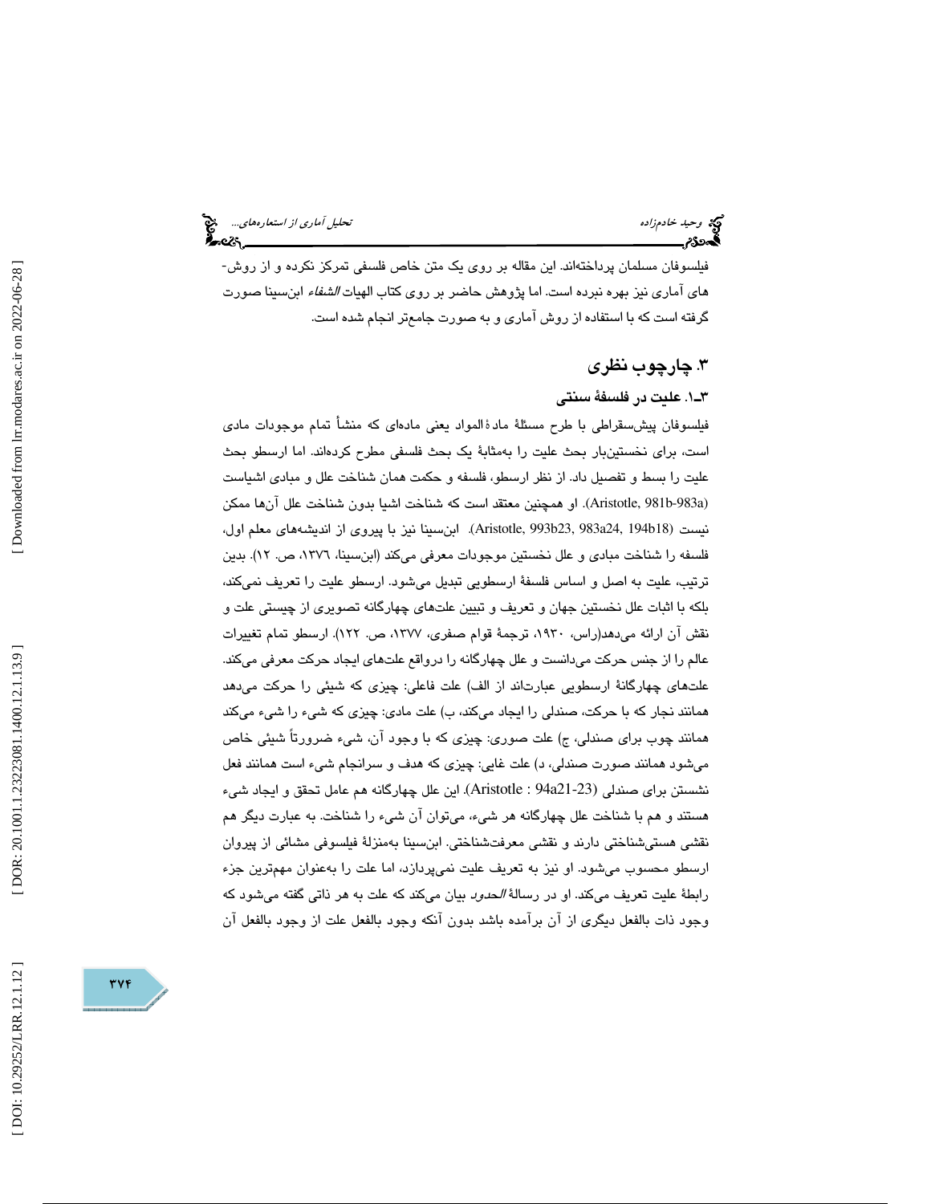فیلسوفان مسلمان پرداخته‌اند. این مقاله بر روی یک متن خاص فلسفی تمرکز نکرده و از روش-های آماری نیز بهره نبرده است. اما پژوهش حاضر بر روی کتاب الهیات *الشفاء* ابن‌سینا صورت گرفته است که با استفاده از روش آماری و به صورت جامع‌تر انجام شده است.

## ۳. چارچوب نظری

### ۳ـ۱. علیت در فلسفهٔ سنتی

فیلسوفان پیش‌سقراطی با طرح مسئلهٔ مادهٔ‌المواد یعنی ماده‌ای که منشأ تمام موجودات مادی است، برای نخستین‌بار بحث علیت را به‌مثابهٔ یک بحث فلسفی مطرح کرده‌اند. اما ارسطو بحث علیت را بسط و تفصیل داد. از نظر ارسطو، فلسفه و حکمت همان شناخت علل و مبادی اشیاست (Aristotle, 981b-983a). او همچنین معتقد است که شناخت اشیا بدون شناخت علل آن‌ها ممکن نیست (Aristotle, 993b23, 983a24, 194b18). ابن‌سینا نیز با پیروی از اندیشه‌های معلم اول، فلسفه را شناخت مبادی و علل نخستین موجودات معرفی می‌کند (ابن‌سینا، ۱۳۷۶، ص. ۱۲). بدین ترتیب، علیت به اصل و اساس فلسفهٔ ارسطویی تبدیل می‌شود. ارسطو علیت را تعریف نمی‌کند، بلکه با اثبات علل نخستین جهان و تعریف و تبیین علت‌های چهارگانه تصویری از چیستی علت و نقش آن ارائه می‌دهد(راس، ۱۹۳۰، ترجمهٔ قوام صفری، ۱۳۷۷، ص. ۱۲۲). ارسطو تمام تغییرات عالم را از جنس حرکت می‌دانست و علل چهارگانه را درواقع علت‌های ایجاد حرکت معرفی می‌کند. علت‌های چهارگانهٔ ارسطویی عبارت‌اند از الف) علت فاعلی: چیزی که شیئی را حرکت می‌دهد همانند نجار که با حرکت، صندلی را ایجاد می‌کند، ب) علت مادی: چیزی که شیء را شیء می‌کند همانند چوب برای صندلی، ج) علت صوری: چیزی که با وجود آن، شیء ضرورتاً شیئی خاص می‌شود همانند صورت صندلی، د) علت غایی: چیزی که هدف و سرانجام شیء است همانند فعل نشستن برای صندلی (Aristotle : 94a21-23). این علل چهارگانه هم عامل تحقق و ایجاد شیء هستند و هم با شناخت علل چهارگانه هر شیء، می‌توان آن شیء را شناخت. به عبارت دیگر هم نقشی هستی‌شناختی دارند و نقشی معرفت‌شناختی. ابن‌سینا به‌منزلهٔ فیلسوفی مشائی از پیروان ارسطو محسوب می‌شود. او نیز به تعریف علیت نمی‌پردازد، اما علت را به‌عنوان مهم‌ترین جزء رابطهٔ علیت تعریف می‌کند. او در رسالهٔ *الحدود* بیان می‌کند که علت به هر ذاتی گفته می‌شود که وجود ذات بالفعل دیگری از آن برآمده باشد بدون آنکه وجود بالفعل علت از وجود بالفعل آن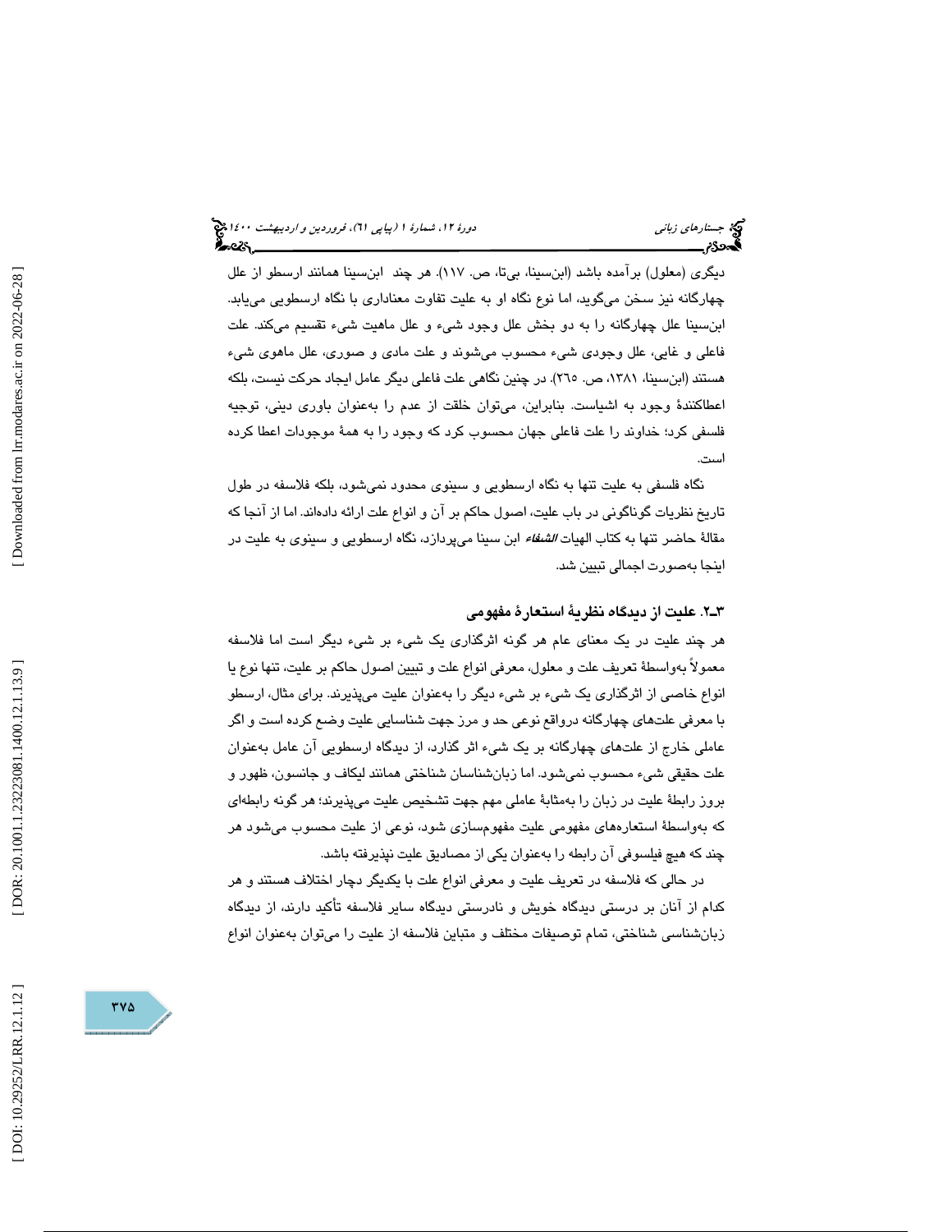دیگری (معلول) برآمده باشد (ابن‌سینا، بی‌تا، ص. ۱۱۷). هر چند ابن‌سینا همانند ارسطو از علل چهارگانه نیز سخن می‌گوید، اما نوع نگاه او به علیت تفاوت معناداری با نگاه ارسطویی می‌یابد. ابن‌سینا علل چهارگانه را به دو بخش علل وجود شیء و علل ماهیت شیء تقسیم می‌کند. علت فاعلی و غایی، علل وجودی شیء محسوب می‌شوند و علت مادی و صوری، علل ماهوی شیء هستند (ابن‌سینا، ۱۳۸۱، ص. ۲۶۵). در چنین نگاهی علت فاعلی دیگر عامل ایجاد حرکت نیست، بلکه اعطاکنندهٔ وجود به اشیاست. بنابراین، می‌توان خلقت از عدم را به‌عنوان باوری دینی، توجیه فلسفی کرد؛ خداوند را علت فاعلی جهان محسوب کرد که وجود را به همهٔ موجودات اعطا کرده است.

نگاه فلسفی به علیت تنها به نگاه ارسطویی و سینوی محدود نمی‌شود، بلکه فلاسفه در طول تاریخ نظریات گوناگونی در باب علیت، اصول حاکم بر آن و انواع علت ارائه داده‌اند. اما از آنجا که مقالهٔ حاضر تنها به کتاب الهیات *الشفاء* ابن سینا می‌پردازد، نگاه ارسطویی و سینوی به علیت در اینجا به‌صورت اجمالی تبیین شد.

### ۳ـ۲. علیت از دیدگاه نظریهٔ استعارهٔ مفهومی

هر چند علیت در یک معنای عام هر گونه اثرگذاری یک شیء بر شیء دیگر است اما فلاسفه معمولاً به‌واسطهٔ تعریف علت و معلول، معرفی انواع علت و تبیین اصول حاکم بر علیت، تنها نوع یا انواع خاصی از اثرگذاری یک شیء بر شیء دیگر را به‌عنوان علیت می‌پذیرند. برای مثال، ارسطو با معرفی علت‌های چهارگانه درواقع نوعی حد و مرز جهت شناسایی علیت وضع کرده است و اگر عاملی خارج از علت‌های چهارگانه بر یک شیء اثر گذارد، از دیدگاه ارسطویی آن عامل به‌عنوان علت حقیقی شیء محسوب نمی‌شود. اما زبان‌شناسان شناختی همانند لیکاف و جانسون، ظهور و بروز رابطهٔ علیت در زبان را به‌مثابهٔ عاملی مهم جهت تشخیص علیت می‌پذیرند؛ هر گونه رابطه‌ای که به‌واسطهٔ استعاره‌های مفهومی علیت مفهوم‌سازی شود، نوعی از علیت محسوب می‌شود هر چند که هیچ فیلسوفی آن رابطه را به‌عنوان یکی از مصادیق علیت نپذیرفته باشد.

در حالی که فلاسفه در تعریف علیت و معرفی انواع علل با یکدیگر دچار اختلاف هستند و هر کدام از آنان بر درستی دیدگاه خویش و نادرستی دیدگاه سایر فلاسفه تأکید دارند، از دیدگاه زبان‌شناسی شناختی، تمام توصیفات مختلف و متباین فلاسفه از علیت را می‌توان به‌عنوان انواع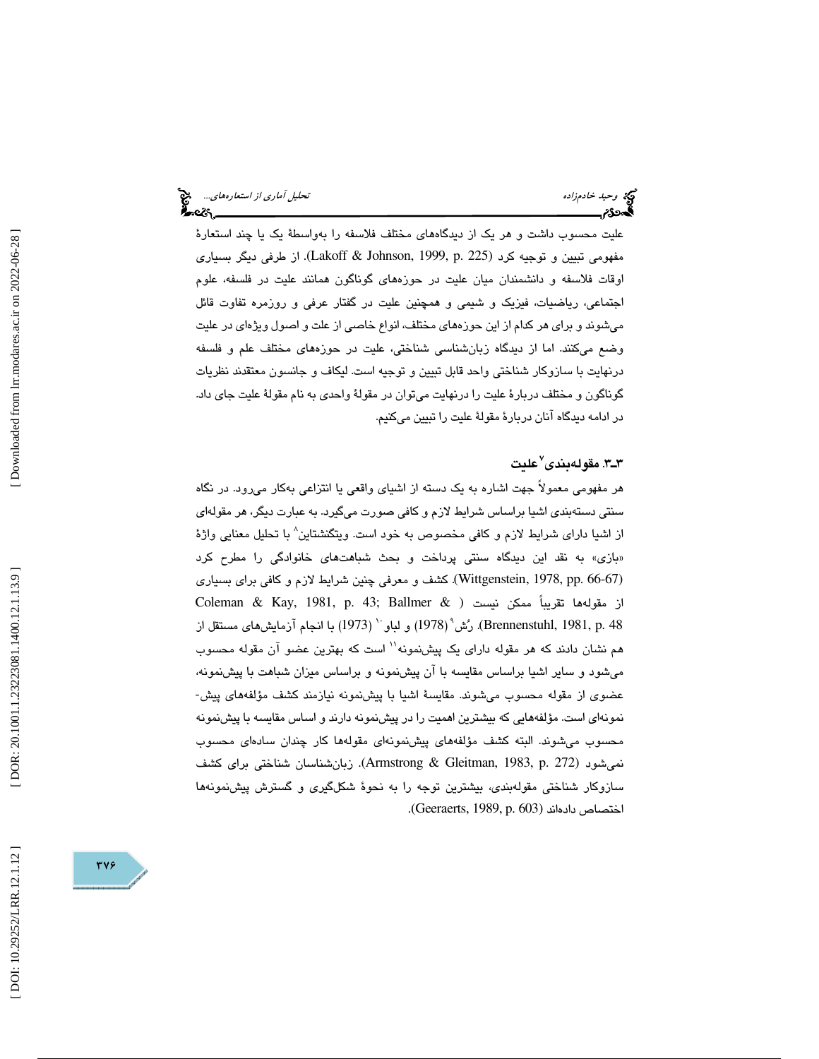علیت محسوب داشت و هر یک از دیدگاه‌های مختلف فلاسفه را به‌واسطهٔ یک یا چند استعارهٔ مفهومی تبیین و توجیه کرد (Lakoff & Johnson, 1999, p. 225). از طرفی دیگر بسیاری اوقات فلاسفه و دانشمندان میان علیت در حوزه‌های گوناگون همانند علیت در فلسفه، علوم اجتماعی، ریاضیات، فیزیک و شیمی و همچنین علیت در گفتار عرفی و روزمره تفاوت قائل می‌شوند و برای هر کدام از این حوزه‌های مختلف، انواع خاصی از علت و اصول ویژه‌ای در علیت وضع می‌کنند. اما از دیدگاه زبان‌شناسی شناختی، علیت در حوزه‌های مختلف علم و فلسفه درنهایت با سازوکار شناختی واحد قابل تبیین و توجیه است. لیکاف و جانسون معتقدند نظریات گوناگون و مختلف دربارهٔ علیت را درنهایت می‌توان در مقولهٔ واحدی به نام مقولهٔ علیت جای داد. در ادامه دیدگاه آنان دربارهٔ مقولهٔ علیت را تبیین می‌کنیم.

### ۳ـ۳. مقوله‌بندی[7] علیت

هر مفهومی معمولاً جهت اشاره به یک دسته از اشیای واقعی یا انتزاعی به‌کار می‌رود. در نگاه سنتی دسته‌بندی اشیا براساس شرایط لازم و کافی صورت می‌گیرد. به عبارت دیگر، هر مقوله‌ای از اشیا دارای شرایط لازم و کافی مخصوص به خود است. ویتگنشتاین[8] با تحلیل معنایی واژهٔ «بازی» به نقد این دیدگاه سنتی پرداخت و بحث شباهت‌های خانوادگی را مطرح کرد (Wittgenstein, 1978, pp. 66-67). کشف و معرفی چنین شرایط لازم و کافی برای بسیاری از مقوله‌ها تقریباً ممکن نیست (Coleman & Kay, 1981, p. 43; Ballmer & Brennenstuhl, 1981, p. 48). رُش[9] (1978) و لباو[10] (1973) با انجام آزمایش‌های مستقل از هم نشان دادند که هر مقوله دارای یک پیش‌نمونه[11] است که بهترین عضو آن مقوله محسوب می‌شود و سایر اشیا براساس مقایسه با آن پیش‌نمونه و براساس میزان شباهت با پیش‌نمونه، عضوی از مقوله محسوب می‌شوند. مقایسهٔ اشیا با پیش‌نمونه نیازمند کشف مؤلفه‌های پیش‌نمونه‌ای است. مؤلفه‌هایی که بیشترین اهمیت را در پیش‌نمونه دارند و اساس مقایسه با پیش‌نمونه محسوب می‌شوند. البته کشف مؤلفه‌های پیش‌نمونه‌ای مقوله‌ها کار چندان ساده‌ای محسوب نمی‌شود (Armstrong & Gleitman, 1983, p. 272). زبان‌شناسان شناختی برای کشف سازوکار شناختی مقوله‌بندی، بیشترین توجه را به نحوهٔ شکل‌گیری و گسترش پیش‌نمونه‌ها اختصاص داده‌اند (Geeraerts, 1989, p. 603).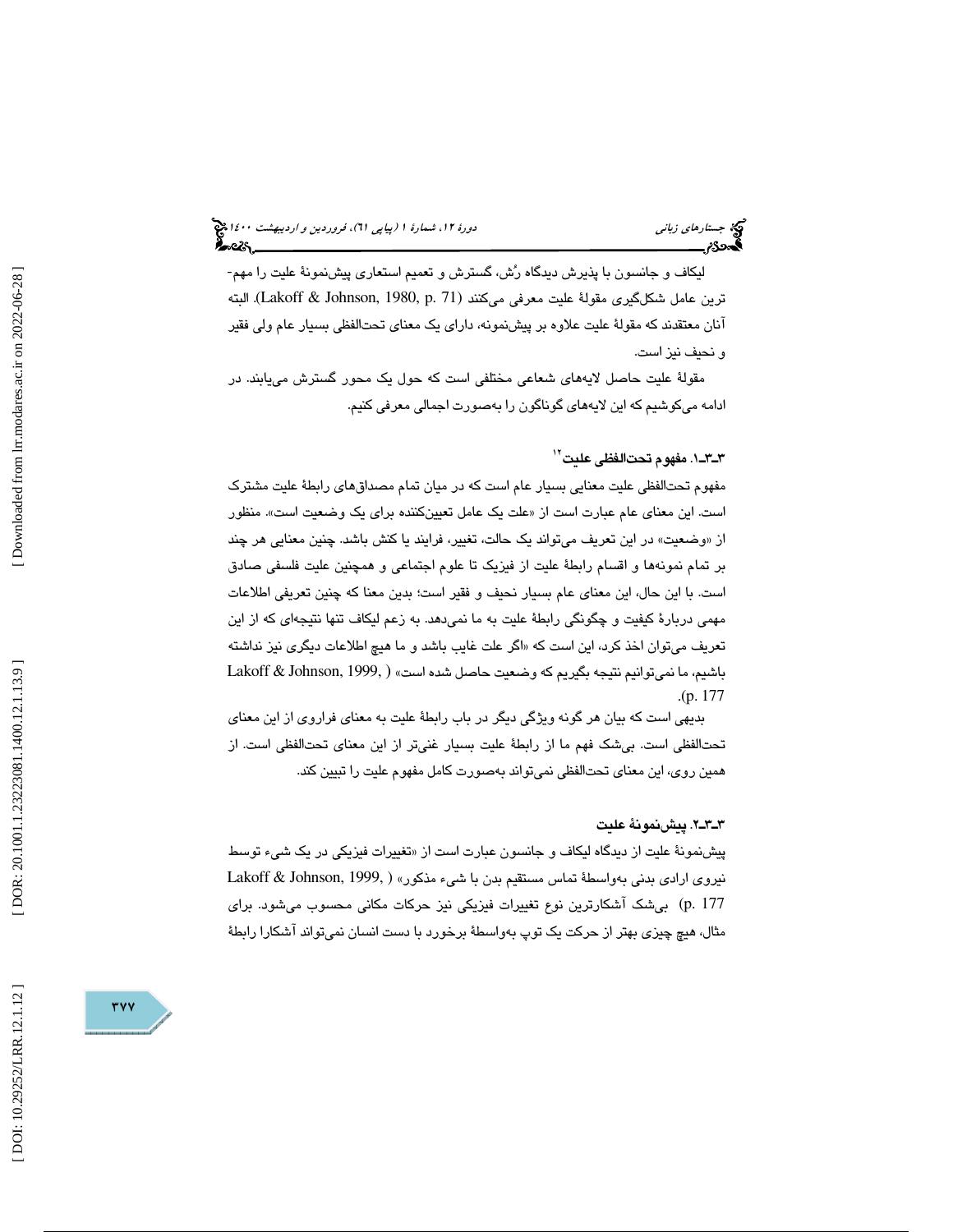لیکاف و جانسون با پذیرش دیدگاه رُش، گسترش و تعمیم استعاری پیش‌نمونهٔ علیت را مهم‌ترین عامل شکل‌گیری مقولهٔ علیت معرفی می‌کنند (Lakoff & Johnson, 1980, p. 71). البته آنان معتقدند که مقولهٔ علیت علاوه بر پیش‌نمونه، دارای یک معنای تحت‌اللفظی بسیار عام ولی فقیر و نحیف نیز است.

مقولهٔ علیت حاصل لایه‌های شعاعی مختلفی است که حول یک محور گسترش می‌یابند. در ادامه می‌کوشیم که این لایه‌های گوناگون را به‌صورت اجمالی معرفی کنیم.

### ۳-۳-۱. مفهوم تحت‌اللفظی علیت[12]

مفهوم تحت‌اللفظی علیت معنایی بسیار عام است که در میان تمام مصداق‌های رابطهٔ علیت مشترک است. این معنای عام عبارت است از «علت یک عامل تعیین‌کننده برای یک وضعیت است». منظور از «وضعیت» در این تعریف می‌تواند یک حالت، تغییر، فرایند یا کنش باشد. چنین معنایی هر چند بر تمام نمونه‌ها و اقسام رابطهٔ علیت از فیزیک تا علوم اجتماعی و همچنین علیت فلسفی صادق است. با این حال، این معنای عام بسیار نحیف و فقیر است؛ بدین معنا که چنین تعریفی اطلاعات مهمی دربارهٔ کیفیت و چگونگی رابطهٔ علیت به ما نمی‌دهد. به زعم لیکاف تنها نتیجه‌ای که از این تعریف می‌توان اخذ کرد، این است که «اگر علت غایب باشد و ما هیچ اطلاعات دیگری نیز نداشته باشیم، ما نمی‌توانیم نتیجه بگیریم که وضعیت حاصل شده است» (Lakoff & Johnson, 1999, p. 177).

بدیهی است که بیان هر گونه ویژگی دیگر در باب رابطهٔ علیت به معنای فراروی از این معنای تحت‌اللفظی است. بی‌شک فهم ما از رابطهٔ علیت بسیار غنی‌تر از این معنای تحت‌اللفظی است. از همین روی، این معنای تحت‌اللفظی نمی‌تواند به‌صورت کامل مفهوم علیت را تبیین کند.

### ۳-۳-۲. پیش‌نمونهٔ علیت

پیش‌نمونهٔ علیت از دیدگاه لیکاف و جانسون عبارت است از «تغییرات فیزیکی در یک شیء توسط نیروی ارادی بدنی به‌واسطهٔ تماس مستقیم بدن با شیء مذکور» (Lakoff & Johnson, 1999, p. 177) بی‌شک آشکارترین نوع تغییرات فیزیکی نیز حرکات مکانی محسوب می‌شود. برای مثال، هیچ چیزی بهتر از حرکت یک توپ به‌واسطهٔ برخورد با دست انسان نمی‌تواند آشکارا رابطهٔ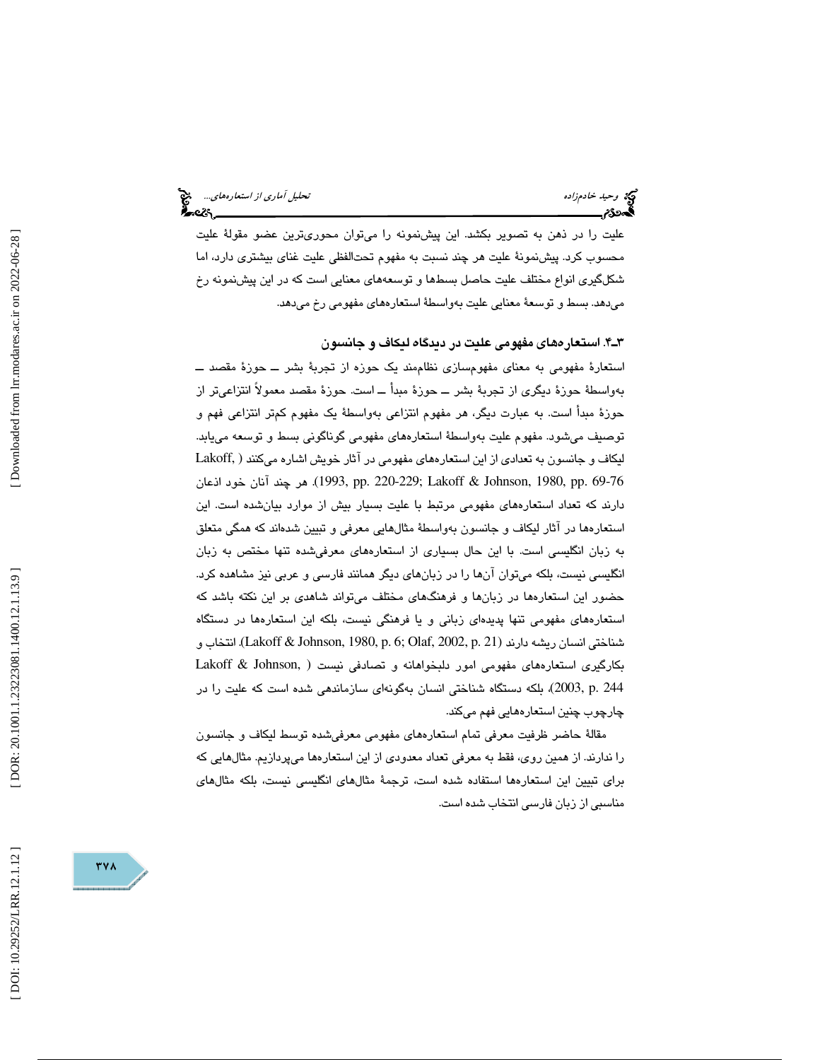علیت را در ذهن به تصویر بکشد. این پیش‌نمونه را می‌توان محوری‌ترین عضو مقولهٔ علیت محسوب کرد. پیش‌نمونهٔ علیت هر چند نسبت به مفهوم تحت‌اللفظی علیت غنای بیشتری دارد، اما شکل‌گیری انواع مختلف علیت حاصل بسط‌ها و توسعه‌های معنایی است که در این پیش‌نمونه رخ می‌دهد. بسط و توسعهٔ معنایی علیت به‌واسطهٔ استعاره‌های مفهومی رخ می‌دهد.

### ۳ـ۴. استعاره‌های مفهومی علیت در دیدگاه لیکاف و جانسون

استعارهٔ مفهومی به معنای مفهوم‌سازی نظام‌مند یک حوزه از تجربهٔ بشر ــ حوزهٔ مقصد ــ به‌واسطهٔ حوزهٔ دیگری از تجربهٔ بشر ــ حوزهٔ مبدأ ــ است. حوزهٔ مقصد معمولاً انتزاعی‌تر از حوزهٔ مبدأ است. به عبارت دیگر، هر مفهوم انتزاعی به‌واسطهٔ یک مفهوم کم‌تر انتزاعی فهم و توصیف می‌شود. مفهوم علیت به‌واسطهٔ استعاره‌های مفهومی گوناگونی بسط و توسعه می‌یابد. لیکاف و جانسون به تعدادی از این استعاره‌های مفهومی در آثار خویش اشاره می‌کنند (Lakoff, 1993, pp. 220-229; Lakoff & Johnson, 1980, pp. 69-76). هر چند آنان خود اذعان دارند که تعداد استعاره‌های مفهومی مرتبط با علیت بسیار بیش از موارد بیان‌شده است. این استعاره‌ها در آثار لیکاف و جانسون به‌واسطهٔ مثال‌هایی معرفی و تبیین شده‌اند که همگی متعلق به زبان انگلیسی است. با این حال بسیاری از استعاره‌های معرفی‌شده تنها مختص به زبان انگلیسی نیست، بلکه می‌توان آن‌ها را در زبان‌های دیگر همانند فارسی و عربی نیز مشاهده کرد. حضور این استعاره‌ها در زبان‌ها و فرهنگ‌های مختلف می‌تواند شاهدی بر این نکته باشد که استعاره‌های مفهومی تنها پدیده‌ای زبانی و یا فرهنگی نیست، بلکه این استعاره‌ها در دستگاه شناختی انسان ریشه دارند (Lakoff & Johnson, 1980, p. 6; Olaf, 2002, p. 21). انتخاب و بکارگیری استعاره‌های مفهومی امور دلبخواهانه و تصادفی نیست (Lakoff & Johnson, 2003, p. 244)، بلکه دستگاه شناختی انسان به‌گونه‌ای سازماندهی شده است که علیت را در چارچوب چنین استعاره‌هایی فهم می‌کند.

مقالهٔ حاضر ظرفیت معرفی تمام استعاره‌های مفهومی معرفی‌شده توسط لیکاف و جانسون را ندارند. از همین روی، فقط به معرفی تعداد معدودی از این استعاره‌ها می‌پردازیم. مثال‌هایی که برای تبیین این استعاره‌ها استفاده شده است، ترجمهٔ مثال‌های انگلیسی نیست، بلکه مثال‌های مناسبی از زبان فارسی انتخاب شده است.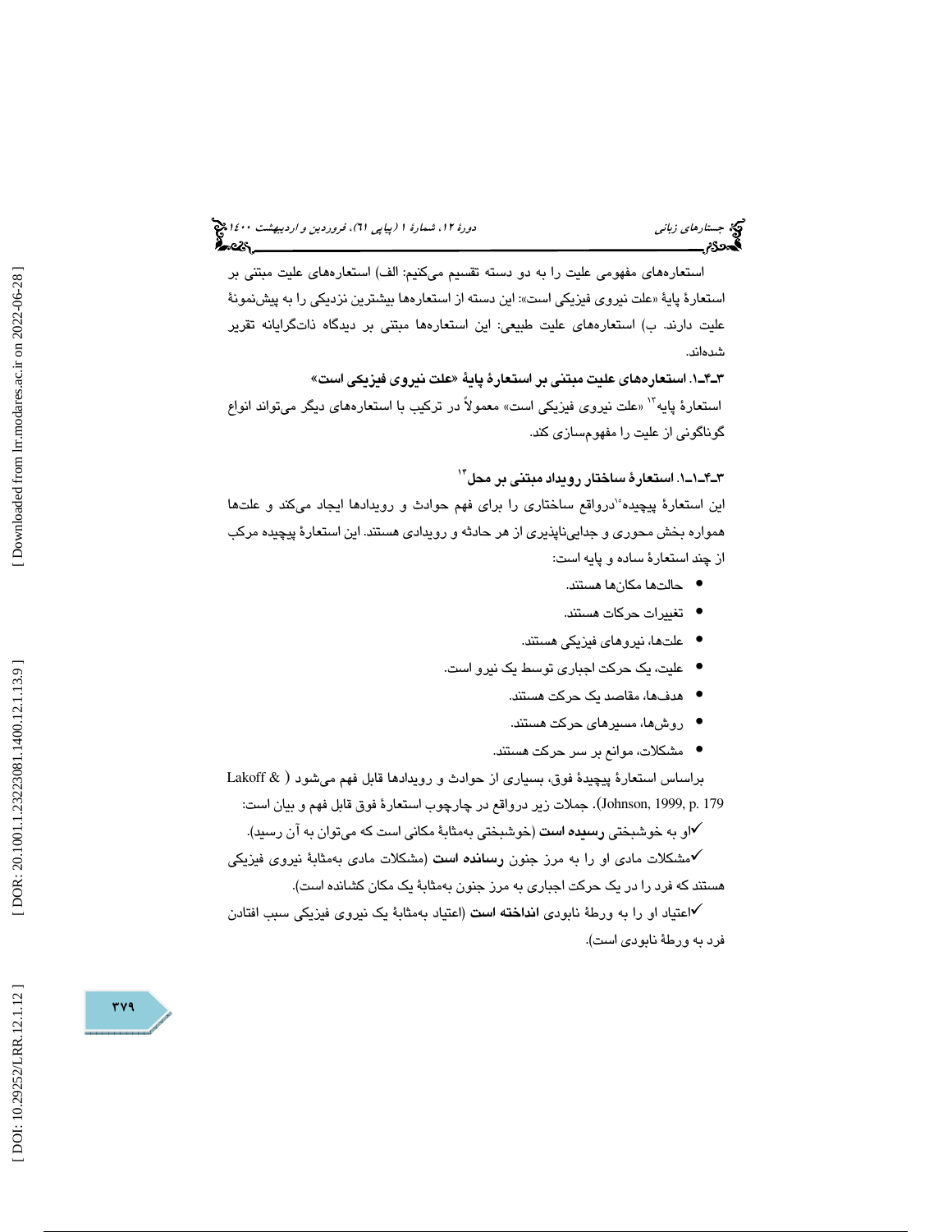استعاره‌های مفهومی علیت را به دو دسته تقسیم می‌کنیم: الف) استعاره‌های علیت مبتنی بر استعارهٔ پایهٔ «علت نیروی فیزیکی است»: این دسته از استعاره‌ها بیشترین نزدیکی را به پیش‌نمونهٔ علیت دارند. ب) استعاره‌های علیت طبیعی: این استعاره‌ها مبتنی بر دیدگاه ذات‌گرایانه تقریر شده‌اند.

### ۳ـ۴ـ۱. استعاره‌های علیت مبتنی بر استعارهٔ پایهٔ «علت نیروی فیزیکی است»

استعارهٔ پایه[۱۳] «علت نیروی فیزیکی است» معمولاً در ترکیب با استعاره‌های دیگر می‌تواند انواع گوناگونی از علیت را مفهوم‌سازی کند.

#### ۳ـ۴ـ۱ـ۱. استعارهٔ ساختار رویداد مبتنی بر محل[۱۴]

این استعارهٔ پیچیده[۱۵]درواقع ساختاری را برای فهم حوادث و رویدادها ایجاد می‌کند و علت‌ها همواره بخش محوری و جدایی‌ناپذیری از هر حادثه و رویدادی هستند. این استعارهٔ پیچیده مرکب از چند استعارهٔ ساده و پایه است:

- حالت‌ها مکان‌ها هستند.
- تغییرات حرکات هستند.
- علت‌ها، نیروهای فیزیکی هستند.
- علیت، یک حرکت اجباری توسط یک نیرو است.
- هدف‌ها، مقاصد یک حرکت هستند.
- روش‌ها، مسیرهای حرکت هستند.
- مشکلات، موانع بر سر حرکت هستند.

براساس استعارهٔ پیچیدهٔ فوق، بسیاری از حوادث و رویدادها قابل فهم می‌شود (Lakoff & Johnson, 1999, p. 179). جملات زیر درواقع در چارچوب استعارهٔ فوق قابل فهم و بیان است:

✓او به خوشبختی **رسیده است** (خوشبختی به‌مثابهٔ مکانی است که می‌توان به آن رسید).

✓مشکلات مادی او را به مرز جنون **رسانده است** (مشکلات مادی به‌مثابهٔ نیروی فیزیکی هستند که فرد را در یک حرکت اجباری به مرز جنون به‌مثابهٔ یک مکان کشانده است).

✓اعتیاد او را به ورطهٔ نابودی **انداخته است** (اعتیاد به‌مثابهٔ یک نیروی فیزیکی سبب افتادن فرد به ورطهٔ نابودی است).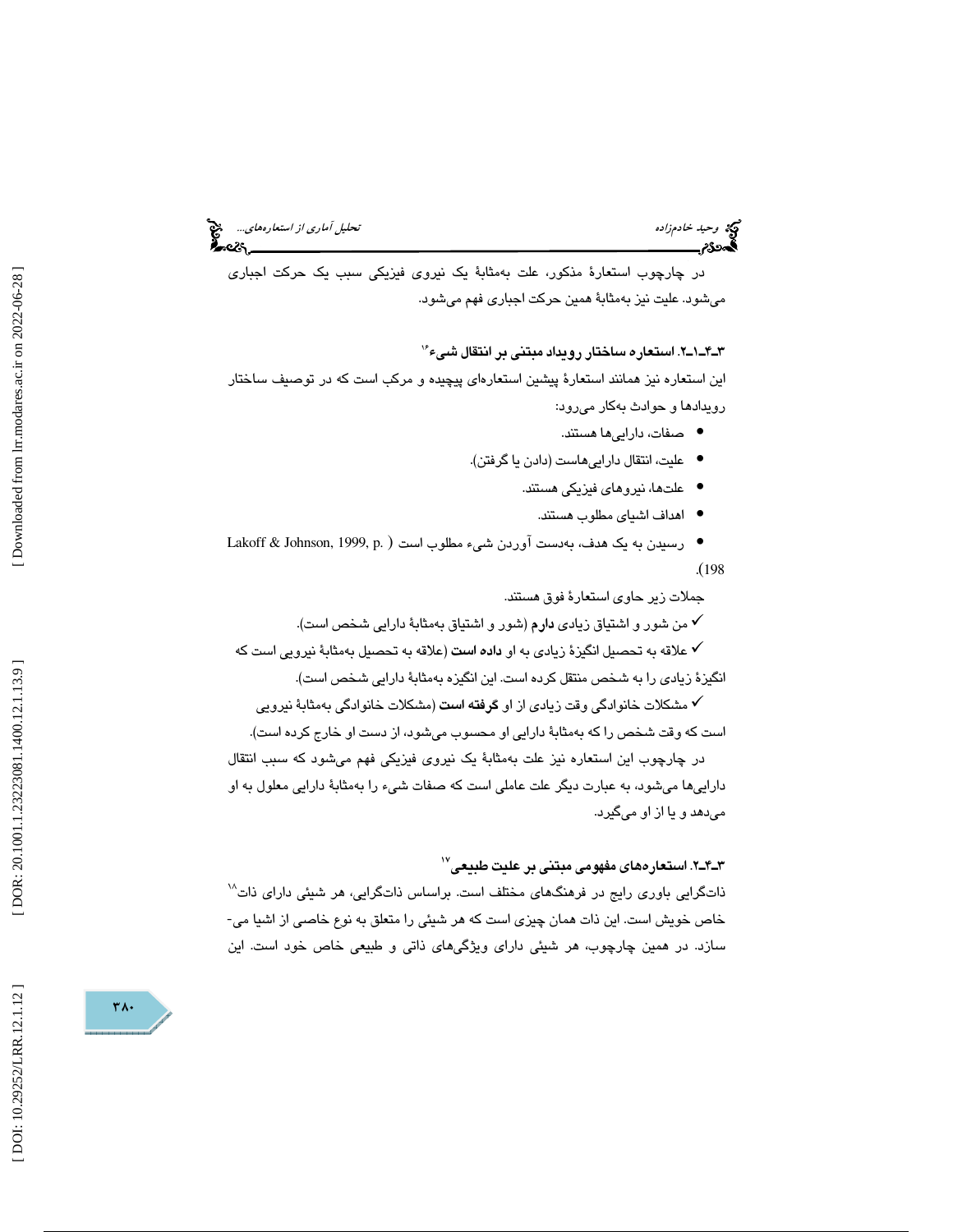در چارچوب استعارهٔ مذکور، علت به‌مثابهٔ یک نیروی فیزیکی سبب یک حرکت اجباری می‌شود. علیت نیز به‌مثابهٔ همین حرکت اجباری فهم می‌شود.

### ۳ـ۴ـ۱ـ۲. استعاره ساختار رویداد مبتنی بر انتقال شیء[۱۶]

این استعاره نیز همانند استعارهٔ پیشین استعاره‌ای پیچیده و مرکب است که در توصیف ساختار رویدادها و حوادث به‌کار می‌رود:

- صفات، دارایی‌ها هستند.
- علیت، انتقال دارایی‌هاست (دادن یا گرفتن).
- علت‌ها، نیروهای فیزیکی هستند.
- اهداف اشیای مطلوب هستند.
- رسیدن به یک هدف، به‌دست آوردن شیء مطلوب است (Lakoff & Johnson, 1999, p. 198).

جملات زیر حاوی استعارهٔ فوق هستند.

✓ من شور و اشتیاق زیادی **دارم** (شور و اشتیاق به‌مثابهٔ دارایی شخص است).

✓ علاقه به تحصیل انگیزهٔ زیادی به او **داده است** (علاقه به تحصیل به‌مثابهٔ نیرویی است که انگیزهٔ زیادی را به شخص منتقل کرده است. این انگیزه به‌مثابهٔ دارایی شخص است).

✓ مشکلات خانوادگی وقت زیادی از او **گرفته است** (مشکلات خانوادگی به‌مثابهٔ نیرویی است که وقت شخص را که به‌مثابهٔ دارایی او محسوب می‌شود، از دست او خارج کرده است).

در چارچوب این استعاره نیز علت به‌مثابهٔ یک نیروی فیزیکی فهم می‌شود که سبب انتقال دارایی‌ها می‌شود، به عبارت دیگر علت عاملی است که صفات شیء را به‌مثابهٔ دارایی معلول به او می‌دهد و یا از او می‌گیرد.

### ۳ـ۴ـ۲. استعاره‌های مفهومی مبتنی بر علیت طبیعی[۱۷]

ذات‌گرایی باوری رایج در فرهنگ‌های مختلف است. براساس ذات‌گرایی، هر شیئی دارای ذات[۱۸] خاص خویش است. این ذات همان چیزی است که هر شیئی را متعلق به نوع خاصی از اشیا می‌سازد. در همین چارچوب، هر شیئی دارای ویژگی‌های ذاتی و طبیعی خاص خود است. این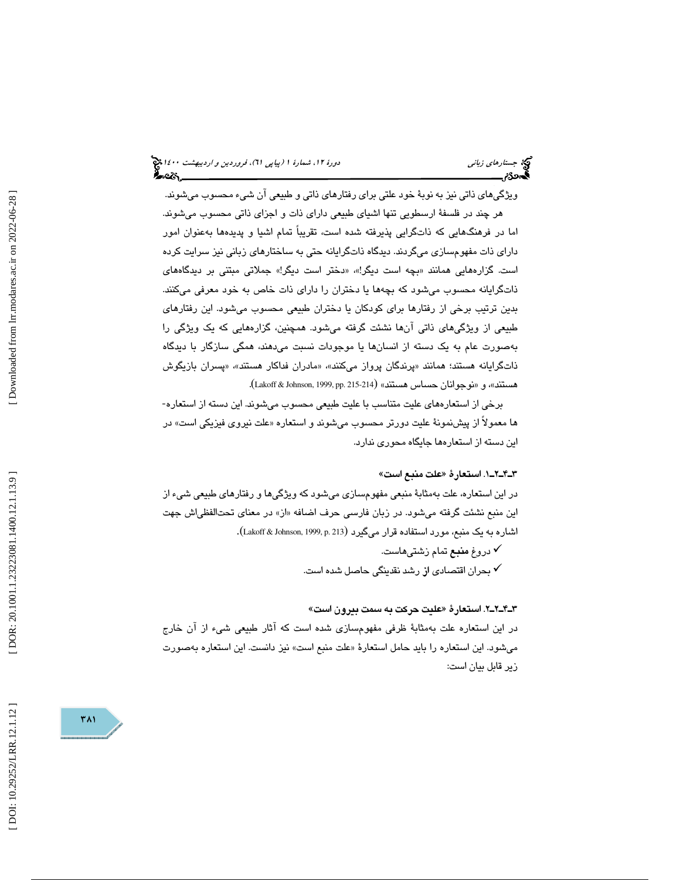ویژگی‌های ذاتی نیز به نوبهٔ خود علتی برای رفتارهای ذاتی و طبیعی آن شیء محسوب می‌شوند.

هر چند در فلسفهٔ ارسطویی تنها اشیای طبیعی دارای ذات و اجزای ذاتی محسوب می‌شوند. اما در فرهنگ‌هایی که ذات‌گرایی پذیرفته شده است، تقریباً تمام اشیا و پدیده‌ها به‌عنوان امور دارای ذات مفهوم‌سازی می‌گردند. دیدگاه ذات‌گرایانه حتی به ساختارهای زبانی نیز سرایت کرده است. گزاره‌هایی همانند «بچه است دیگر!»، «دختر است دیگر!» جملاتی مبتنی بر دیدگاه‌های ذات‌گرایانه محسوب می‌شود که بچه‌ها یا دختران را دارای ذات خاص به خود معرفی می‌کنند. بدین ترتیب برخی از رفتارها برای کودکان یا دختران طبیعی محسوب می‌شود. این رفتارهای طبیعی از ویژگی‌های ذاتی آن‌ها نشئت گرفته می‌شود. همچنین، گزاره‌هایی که یک ویژگی را به‌صورت عام به یک دسته از انسان‌ها یا موجودات نسبت می‌دهند، همگی سازگار با دیدگاه ذات‌گرایانه هستند؛ همانند «پرندگان پرواز می‌کنند»، «مادران فداکار هستند»، «پسران بازیگوش هستند»، و «نوجوانان حساس هستند» (Lakoff & Johnson, 1999, pp. 215-214).

برخی از استعاره‌های علیت متناسب با علیت طبیعی محسوب می‌شوند. این دسته از استعاره‌ها معمولاً از پیش‌نمونهٔ علیت دورتر محسوب می‌شوند و استعاره «علت نیروی فیزیکی است» در این دسته از استعاره‌ها جایگاه محوری ندارد.

### ۳-۴-۲-۱. استعارهٔ «علت منبع است»

در این استعاره، علت به‌مثابهٔ منبعی مفهوم‌سازی می‌شود که ویژگی‌ها و رفتارهای طبیعی شیء از این منبع نشئت گرفته می‌شود. در زبان فارسی حرف اضافه «از» در معنای تحت‌اللفظی‌اش جهت اشاره به یک منبع، مورد استفاده قرار می‌گیرد (Lakoff & Johnson, 1999, p. 213).

- ✓ دروغ **منبع** تمام زشتی‌هاست.
- ✓ بحران اقتصادی **از** رشد نقدینگی حاصل شده است.

### ۳-۴-۲-۲. استعارهٔ «علیت حرکت به سمت بیرون است»

در این استعاره علت به‌مثابهٔ ظرفی مفهوم‌سازی شده است که آثار طبیعی شیء از آن خارج می‌شود. این استعاره را باید حامل استعارهٔ «علت منبع است» نیز دانست. این استعاره به‌صورت زیر قابل بیان است: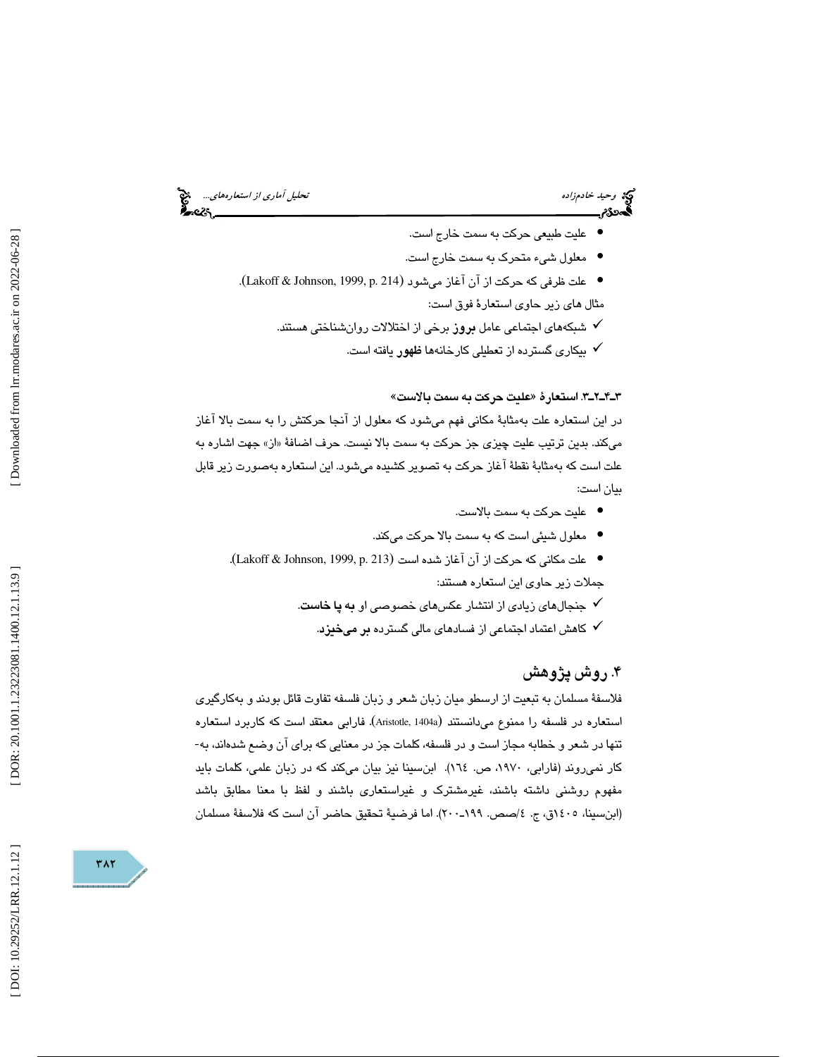- علیت طبیعی حرکت به سمت خارج است.
- معلول شیء متحرک به سمت خارج است.
- علت ظرفی که حرکت از آن آغاز می‌شود (Lakoff & Johnson, 1999, p. 214).

مثال های زیر حاوی استعارۀ فوق است:

✓ شبکه‌های اجتماعی عامل **بروز** برخی از اختلالات روان‌شناختی هستند.

✓ بیکاری گسترده از تعطیلی کارخانه‌ها **ظهور** یافته است.

#### ۳ـ۴ـ۲ـ۳. استعارۀ «علیت حرکت به سمت بالاست»

در این استعاره علت به‌مثابۀ مکانی فهم می‌شود که معلول از آنجا حرکتش را به سمت بالا آغاز می‌کند. بدین ترتیب علیت چیزی جز حرکت به سمت بالا نیست. حرف اضافۀ «از» جهت اشاره به علت است که به‌مثابۀ نقطۀ آغاز حرکت به تصویر کشیده می‌شود. این استعاره به‌صورت زیر قابل بیان است:

- علیت حرکت به سمت بالاست.
- معلول شیئی است که به سمت بالا حرکت می‌کند.
- علت مکانی که حرکت از آن آغاز شده است (Lakoff & Johnson, 1999, p. 213).

جملات زیر حاوی این استعاره هستند:

✓ جنجال‌های زیادی از انتشار عکس‌های خصوصی او **به پا خاست**.

✓ کاهش اعتماد اجتماعی از فسادهای مالی گسترده **بر می‌خیزد**.

## ۴. روش پژوهش

فلاسفۀ مسلمان به تبعیت از ارسطو میان زبان شعر و زبان فلسفه تفاوت قائل بودند و به‌کارگیری استعاره در فلسفه را ممنوع می‌دانستند (Aristotle, 1404a). فارابی معتقد است که کاربرد استعاره تنها در شعر و خطابه مجاز است و در فلسفه، کلمات جز در معنایی که برای آن وضع شده‌اند، به‌کار نمی‌روند (فارابی، ۱۹۷۰، ص. ۱٦٤). ابن‌سینا نیز بیان می‌کند که در زبان علمی، کلمات باید مفهوم روشنی داشته باشند، غیرمشترک و غیراستعاری باشند و لفظ با معنا مطابق باشد (ابن‌سینا، ۱٤۰۵ق، ج. ٤/صص. ۱۹۹ـ۲۰۰). اما فرضیۀ تحقیق حاضر آن است که فلاسفۀ مسلمان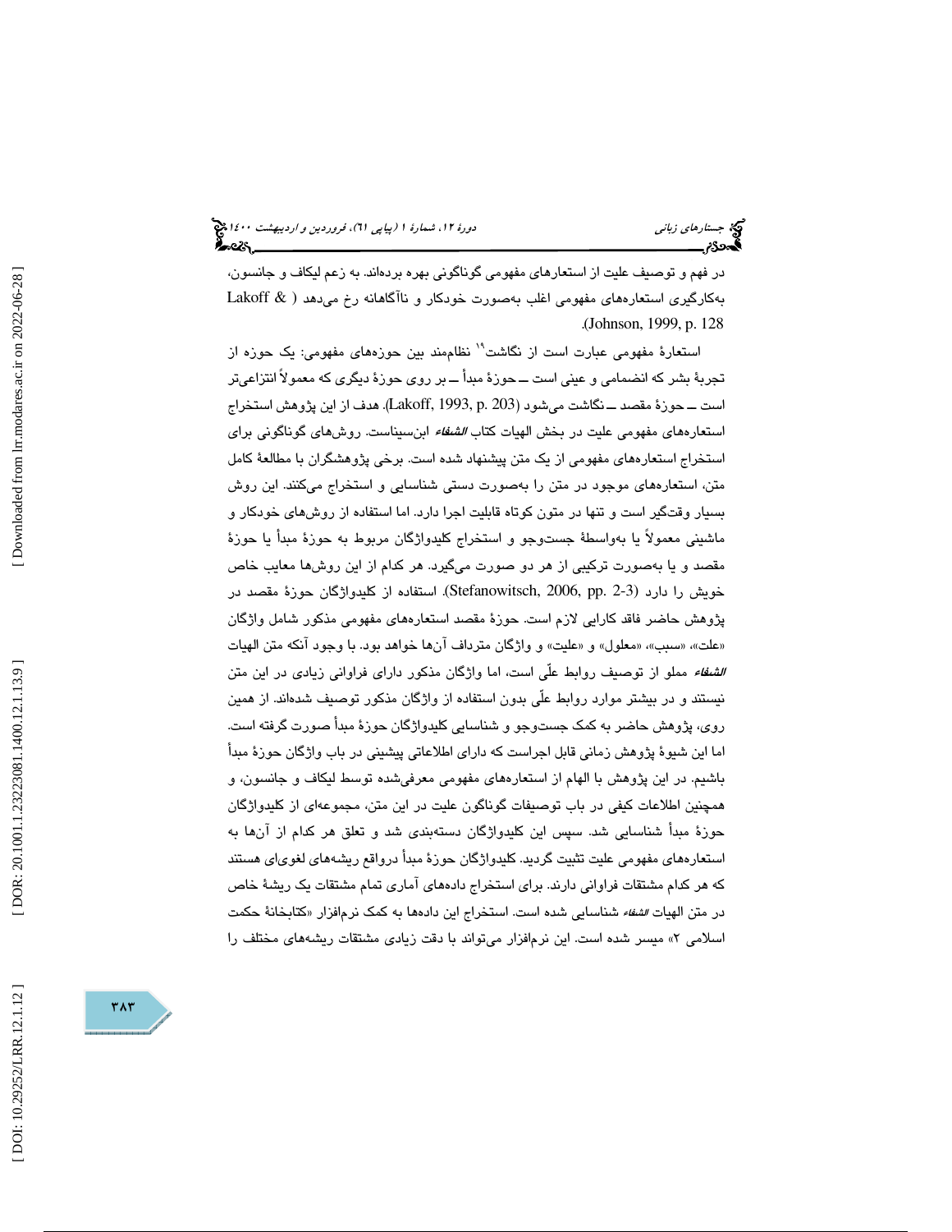در فهم و توصیف علیت از استعارهای مفهومی گوناگونی بهره برده‌اند. به زعم لیکاف و جانسون، به‌کارگیری استعاره‌های مفهومی اغلب به‌صورت خودکار و ناآگاهانه رخ می‌دهد (Lakoff & Johnson, 1999, p. 128).

استعارهٔ مفهومی عبارت است از نگاشت[19] نظام‌مند بین حوزه‌های مفهومی: یک حوزه از تجربهٔ بشر که انضمامی و عینی است ــ حوزهٔ مبدأ ــ بر روی حوزهٔ دیگری که معمولاً انتزاعی‌تر است ــ حوزهٔ مقصد ــ نگاشت می‌شود (Lakoff, 1993, p. 203). هدف از این پژوهش استخراج استعاره‌های مفهومی علیت در بخش الهیات کتاب *الشفاء* ابن‌سیناست. روش‌های گوناگونی برای استخراج استعاره‌های مفهومی از یک متن پیشنهاد شده است. برخی پژوهشگران با مطالعهٔ کامل متن، استعاره‌های موجود در متن را به‌صورت دستی شناسایی و استخراج می‌کنند. این روش بسیار وقت‌گیر است و تنها در متون کوتاه قابلیت اجرا دارد. اما استفاده از روش‌های خودکار و ماشینی معمولاً یا به‌واسطهٔ جست‌وجو و استخراج کلیدواژگان مربوط به حوزهٔ مبدأ یا حوزهٔ مقصد و یا به‌صورت ترکیبی از هر دو صورت می‌گیرد. هر کدام از این روش‌ها معایب خاص خویش را دارد (Stefanowitsch, 2006, pp. 2-3). استفاده از کلیدواژگان حوزهٔ مقصد در پژوهش حاضر فاقد کارایی لازم است. حوزهٔ مقصد استعاره‌های مفهومی مذکور شامل واژگان «علت»، «سبب»، «معلول» و «علیت» و واژگان مترادف آن‌ها خواهد بود. با وجود آنکه متن الهیات *الشفاء* مملو از توصیف روابط علّی است، اما واژگان مذکور دارای فراوانی زیادی در این متن نیستند و در بیشتر موارد روابط علّی بدون استفاده از واژگان مذکور توصیف شده‌اند. از همین روی، پژوهش حاضر به کمک جست‌وجو و شناسایی کلیدواژگان حوزهٔ مبدأ صورت گرفته است. اما این شیوهٔ پژوهش زمانی قابل اجراست که دارای اطلاعاتی پیشینی در باب واژگان حوزهٔ مبدأ باشیم. در این پژوهش با الهام از استعاره‌های مفهومی معرفی‌شده توسط لیکاف و جانسون، و همچنین اطلاعات کیفی در باب توصیفات گوناگون علیت در این متن، مجموعه‌ای از کلیدواژگان حوزهٔ مبدأ شناسایی شد. سپس این کلیدواژگان دسته‌بندی شد و تعلق هر کدام از آن‌ها به استعاره‌های مفهومی علیت تثبیت گردید. کلیدواژگان حوزهٔ مبدأ درواقع ریشه‌های لغوی‌ای هستند که هر کدام مشتقات فراوانی دارند. برای استخراج داده‌های آماری تمام مشتقات یک ریشهٔ خاص در متن الهیات *الشفاء* شناسایی شده است. استخراج این داده‌ها به کمک نرم‌افزار «کتابخانهٔ حکمت اسلامی ۲» میسر شده است. این نرم‌افزار می‌تواند با دقت زیادی مشتقات ریشه‌های مختلف را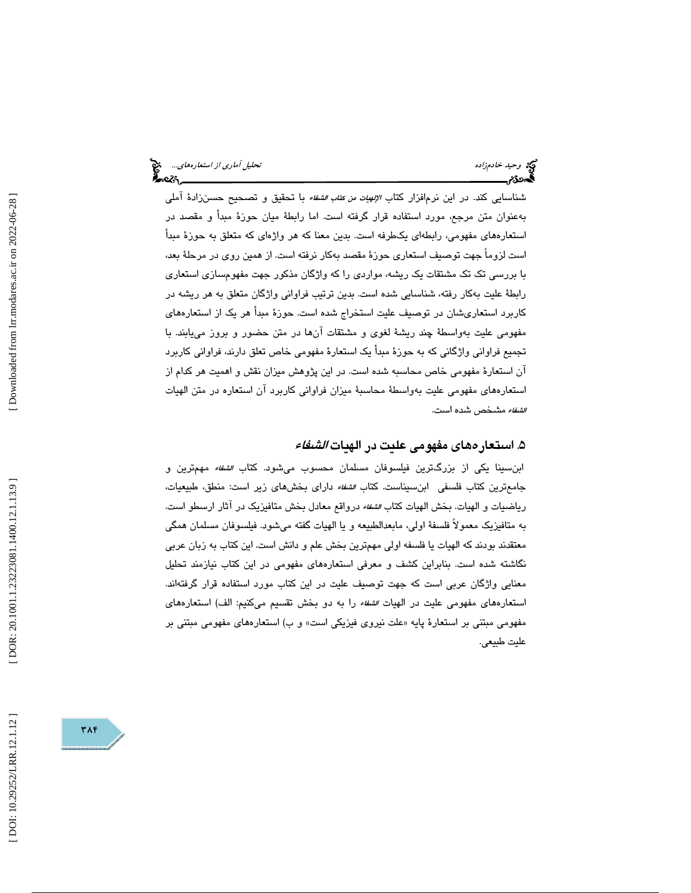شناسایی کند. در این نرم‌افزار کتاب *الإلهیات من کتاب الشفاء* با تحقیق و تصحیح حسن‌زادهٔ آملی به‌عنوان متن مرجع، مورد استفاده قرار گرفته است. اما رابطهٔ میان حوزهٔ مبدأ و مقصد در استعاره‌های مفهومی، رابطه‌ای یک‌طرفه است. بدین معنا که هر واژه‌ای که متعلق به حوزهٔ مبدأ است لزوماً جهت توصیف استعاری حوزهٔ مقصد به‌کار نرفته است. از همین روی در مرحلهٔ بعد، با بررسی تک تک مشتقات یک ریشه، مواردی را که واژگان مذکور جهت مفهوم‌سازی استعاری رابطهٔ علیت به‌کار رفته، شناسایی شده است. بدین ترتیب فراوانی واژگان متعلق به هر ریشه در کاربرد استعاری‌شان در توصیف علیت استخراج شده است. حوزهٔ مبدأ هر یک از استعاره‌های مفهومی علیت به‌واسطهٔ چند ریشهٔ لغوی و مشتقات آن‌ها در متن حضور و بروز می‌یابند. با تجمیع فراوانی واژگانی که به حوزهٔ مبدأ یک استعارهٔ مفهومی خاص تعلق دارند، فراوانی کاربرد آن استعارهٔ مفهومی خاص محاسبه شده است. در این پژوهش میزان نقش و اهمیت هر کدام از استعاره‌های مفهومی علیت به‌واسطهٔ محاسبهٔ میزان فراوانی کاربرد آن استعاره در متن الهیات *الشفاء* مشخص شده است.

## ۵. استعاره‌های مفهومی علیت در الهیات *الشفاء*

ابن‌سینا یکی از بزرگ‌ترین فیلسوفان مسلمان محسوب می‌شود. کتاب *الشفاء* مهم‌ترین و جامع‌ترین کتاب فلسفی ابن‌سیناست. کتاب *الشفاء* دارای بخش‌های زیر است: منطق، طبیعیات، ریاضیات و الهیات. بخش الهیات کتاب *الشفاء* درواقع معادل بخش متافیزیک در آثار ارسطو است. به متافیزیک معمولاً فلسفهٔ اولی، مابعدالطبیعه و یا الهیات گفته می‌شود. فیلسوفان مسلمان همگی معتقد بودند که الهیات یا فلسفه اولی مهم‌ترین بخش علم و دانش است. این کتاب به زبان عربی نگاشته شده است. بنابراین کشف و معرفی استعاره‌های مفهومی در این کتاب نیازمند تحلیل معنایی واژگان عربی است که جهت توصیف علیت در این کتاب مورد استفاده قرار گرفته‌اند. استعاره‌های مفهومی علیت در الهیات *الشفاء* را به دو بخش تقسیم می‌کنیم: الف) استعاره‌های مفهومی مبتنی بر استعارهٔ پایه «علت نیروی فیزیکی است» و ب) استعاره‌های مفهومی مبتنی بر علیت طبیعی.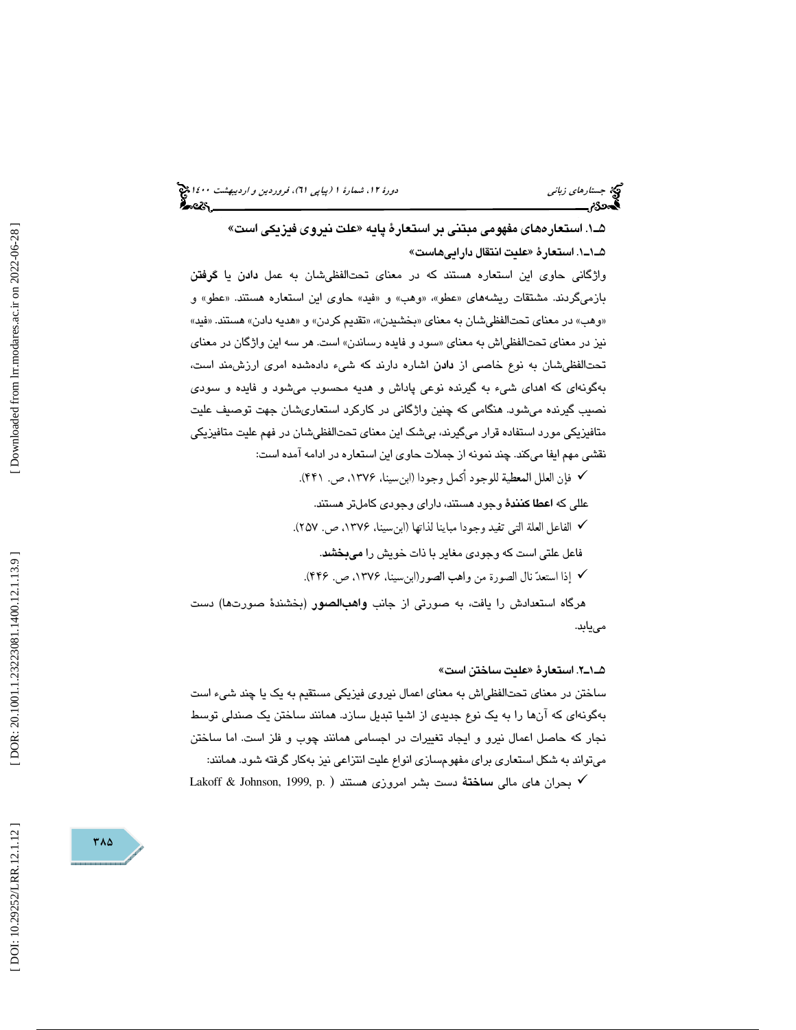## ۵ـ۱. استعاره‌های مفهومی مبتنی بر استعارهٔ پایه «علت نیروی فیزیکی است»

### ۵ـ۱ـ۱. استعارهٔ «علیت انتقال دارایی‌هاست»

واژگانی حاوی این استعاره هستند که در معنای تحت‌اللفظی‌شان به عمل **دادن** یا **گرفتن** بازمی‌گردند. مشتقات ریشه‌های «عطو»، «وهب» و «فید» حاوی این استعاره هستند. «عطو» و «وهب» در معنای تحت‌اللفظی‌شان به معنای «بخشیدن»، «تقدیم کردن» و «هدیه دادن» هستند. «فید» نیز در معنای تحت‌اللفظی‌اش به معنای «سود و فایده رساندن» است. هر سه این واژگان در معنای تحت‌اللفظی‌شان به نوع خاصی از **دادن** اشاره دارند که شیء داده‌شده امری ارزشمند است، به‌گونه‌ای که اهدای شیء به گیرنده نوعی پاداش و هدیه محسوب می‌شود و فایده و سودی نصیب گیرنده می‌شود. هنگامی که چنین واژگانی در کارکرد استعاری‌شان جهت توصیف علیت متافیزیکی مورد استفاده قرار می‌گیرند، بی‌شک این معنای تحت‌اللفظی‌شان در فهم علیت متافیزیکی نقشی مهم ایفا می‌کند. چند نمونه از جملات حاوی این استعاره در ادامه آمده است:

✓ فإن العلل **المعطیة** للوجود أکمل وجودا (ابن‌سینا، ۱۳۷۶، ص. ۴۴۱).

علَلی که **اعطا کنندهٔ** وجود هستند، دارای وجودی کامل‌تر هستند.

✓ الفاعل العلة التی **تفید** وجودا مباینا لذاتها (ابن‌سینا، ۱۳۷۶، ص. ۲۵۷).

فاعل علتی است که وجودی مغایر با ذات خویش را **می‌بخشد**.

✓ إذا استعدّ نال الصورة من **واهب الصور**(ابن‌سینا، ۱۳۷۶، ص. ۴۴۶).

هرگاه استعدادش را یافت، به صورتی از جانب **واهب‌الصور** (بخشندهٔ صورت‌ها) دست می‌یابد.

### ۵ـ۱ـ۲. استعارهٔ «علیت ساختن است»

ساختن در معنای تحت‌اللفظی‌اش به معنای اعمال نیروی فیزیکی مستقیم به یک یا چند شیء است به‌گونه‌ای که آن‌ها را به یک نوع جدیدی از اشیا تبدیل سازد. همانند ساختن یک صندلی توسط نجار که حاصل اعمال نیرو و ایجاد تغییرات در اجسامی همانند چوب و فلز است. اما ساختن می‌تواند به شکل استعاری برای مفهوم‌سازی انواع علیت انتزاعی نیز به‌کار گرفته شود. همانند:

✓ بحران های مالی **ساختهٔ** دست بشر امروزی هستند ( Lakoff & Johnson, 1999, p.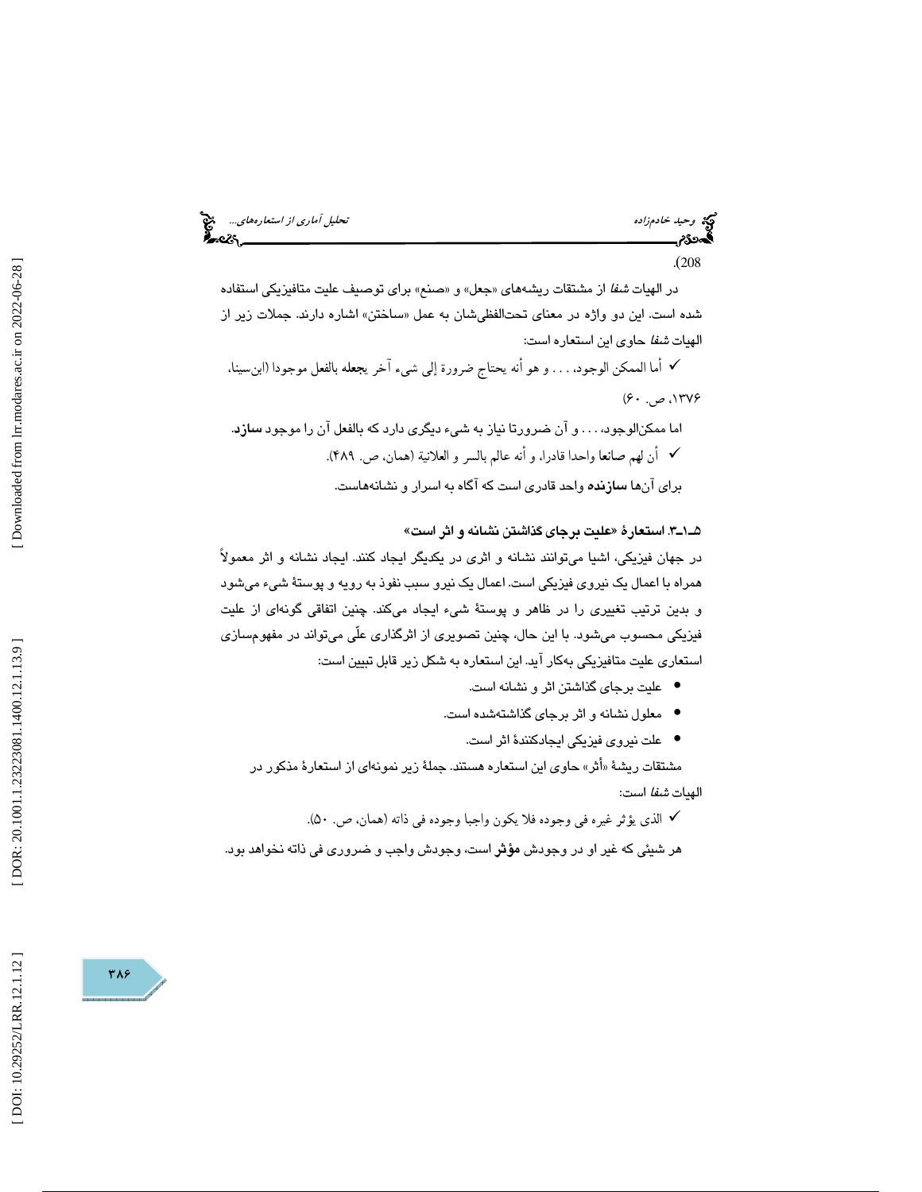.(208

در الهیات *شفا* از مشتقات ریشه‌های «جعل» و «صنع» برای توصیف علیت متافیزیکی استفاده شده است. این دو واژه در معنای تحت‌اللفظی‌شان به عمل «ساختن» اشاره دارند. جملات زیر از الهیات *شفا* حاوی این استعاره است:

✓ أما الممکن الوجود، . . . و هو أنه یحتاج ضرورة إلی شیء آخر **یجعله** بالفعل موجودا (ابن‌سینا، ۱۳۷۶، ص. ۶۰)

اما ممکن‌الوجود، . . . و آن ضرورتا نیاز به شیء دیگری دارد که بالفعل آن را موجود **سازد**.

✓ أن لهم **صانعا** واحدا قادرا، و أنه عالم بالسر و العلانیة (همان، ص. ۴۸۹).

برای آن‌ها **سازنده** واحد قادری است که آگاه به اسرار و نشانه‌هاست.

### ۵ـ۱ـ۳. استعارهٔ «علیت برجای گذاشتن نشانه و اثر است»

در جهان فیزیکی، اشیا می‌توانند نشانه و اثری در یکدیگر ایجاد کنند. ایجاد نشانه و اثر معمولاً همراه با اعمال یک نیروی فیزیکی است. اعمال یک نیرو سبب نفوذ به رویه و پوستهٔ شیء می‌شود و بدین ترتیب تغییری را در ظاهر و پوستهٔ شیء ایجاد می‌کند. چنین اتفاقی گونه‌ای از علیت فیزیکی محسوب می‌شود. با این حال، چنین تصویری از اثرگذاری علّی می‌تواند در مفهوم‌سازی استعاری علیت متافیزیکی به‌کار آید. این استعاره به شکل زیر قابل تبیین است:

- علیت برجای گذاشتن اثر و نشانه است.
- معلول نشانه و اثر برجای گذاشته‌شده است.
- علت نیروی فیزیکی ایجادکنندهٔ اثر است.

مشتقات ریشهٔ «أثر» حاوی این استعاره هستند. جملهٔ زیر نمونه‌ای از استعارهٔ مذکور در الهیات *شفا* است:

✓ الذی یؤثر غیره فی وجوده فلا یکون واجبا وجوده فی ذاته (همان، ص. ۵۰).

هر شیئی که غیر او در وجودش **مؤثر** است، وجودش واجب و ضروری فی ذاته نخواهد بود.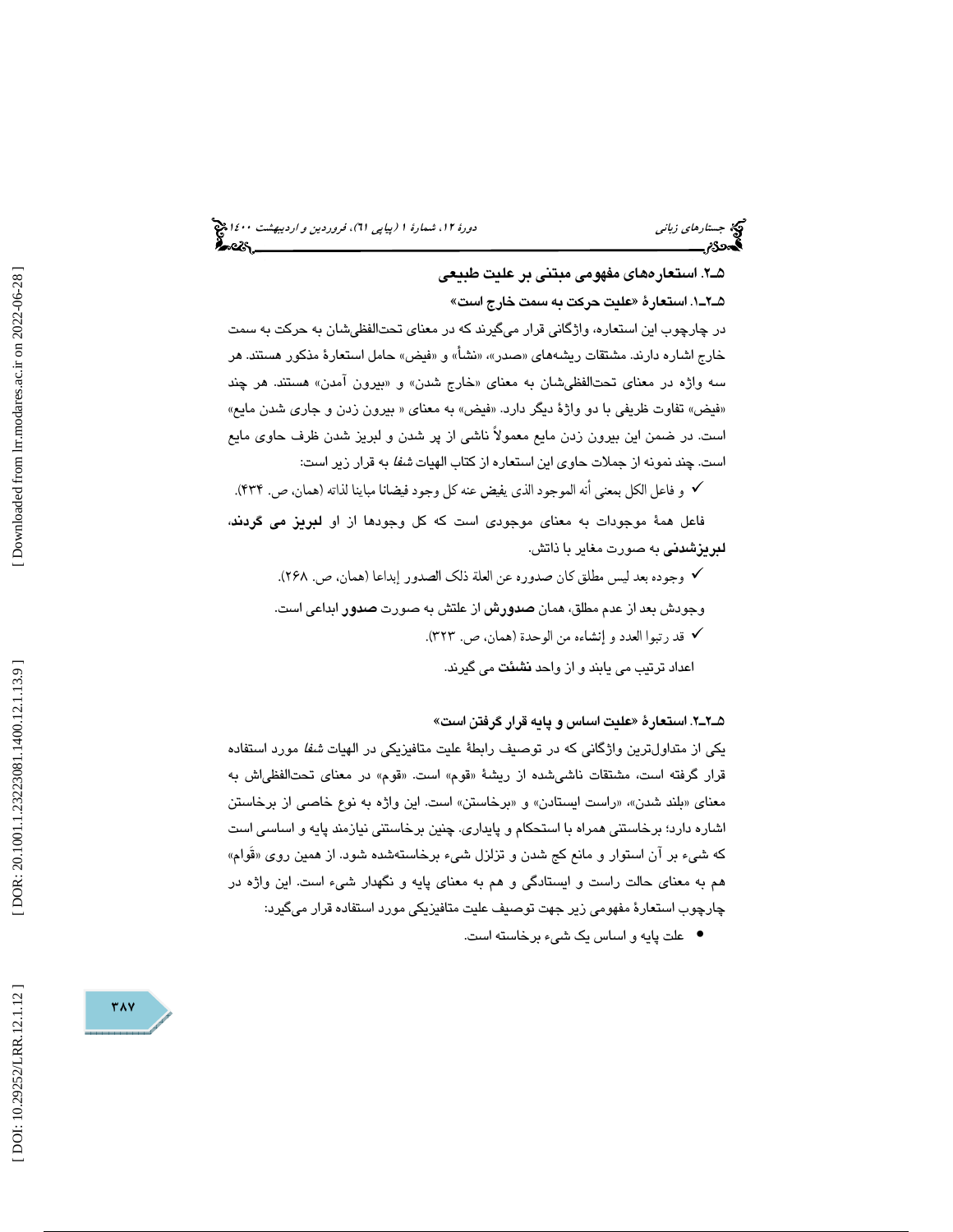### ۵ـ۲. استعاره‌های مفهومی مبتنی بر علیت طبیعی

#### ۵ـ۲ـ۱. استعارهٔ «علیت حرکت به سمت خارج است»

در چارچوب این استعاره، واژگانی قرار می‌گیرند که در معنای تحت‌اللفظی‌شان به حرکت به سمت خارج اشاره دارند. مشتقات ریشه‌های «صدر»، «نشأ» و «فیض» حامل استعارهٔ مذکور هستند. هر سه واژه در معنای تحت‌اللفظی‌شان به معنای «خارج شدن» و «بیرون آمدن» هستند. هر چند «فیض» تفاوت ظریفی با دو واژهٔ دیگر دارد. «فیض» به معنای « بیرون زدن و جاری شدن مایع» است. در ضمن این بیرون زدن مایع معمولاً ناشی از پر شدن و لبریز شدن ظرف حاوی مایع است. چند نمونه از جملات حاوی این استعاره از کتاب الهیات *شفا* به قرار زیر است:

- ✓ و فاعل الکل بمعنی أنه الموجود الذی یفیض عنه کل وجود فیضانا مباینا لذاته (همان، ص. ۴۳۴).

فاعل همهٔ موجودات به معنای موجودی است که کل وجودها از او **لبریز می گردند**، **لبریزشدنی** به صورت مغایر با ذاتش.

- ✓ وجوده بعد لیس مطلق کان صدوره عن العلة ذلک الصدور إبداعا (همان، ص. ۲۶۸).

وجودش بعد از عدم مطلق، همان **صدورش** از علتش به صورت **صدور** ابداعی است.

- ✓ قد رتبوا العدد و إنشاءه من الوحدة (همان، ص. ۳۲۳).

اعداد ترتیب می یابند و از واحد **نشئت** می گیرند.

#### ۵ـ۲ـ۲. استعارهٔ «علیت اساس و پایه قرار گرفتن است»

یکی از متداول‌ترین واژگانی که در توصیف رابطهٔ علیت متافیزیکی در الهیات *شفا* مورد استفاده قرار گرفته است، مشتقات ناشی‌شده از ریشهٔ «قوم» است. «قوم» در معنای تحت‌اللفظی‌اش به معنای «بلند شدن»، «راست ایستادن» و «برخاستن» است. این واژه به نوع خاصی از برخاستن اشاره دارد؛ برخاستنی همراه با استحکام و پایداری. چنین برخاستنی نیازمند پایه و اساسی است که شیء بر آن استوار و مانع کج شدن و تزلزل شیء برخاسته‌شده شود. از همین روی «قَوام» هم به معنای حالت راست و ایستادگی و هم به معنای پایه و نگهدار شیء است. این واژه در چارچوب استعارهٔ مفهومی زیر جهت توصیف علیت متافیزیکی مورد استفاده قرار می‌گیرد:

- علت پایه و اساس یک شیء برخاسته است.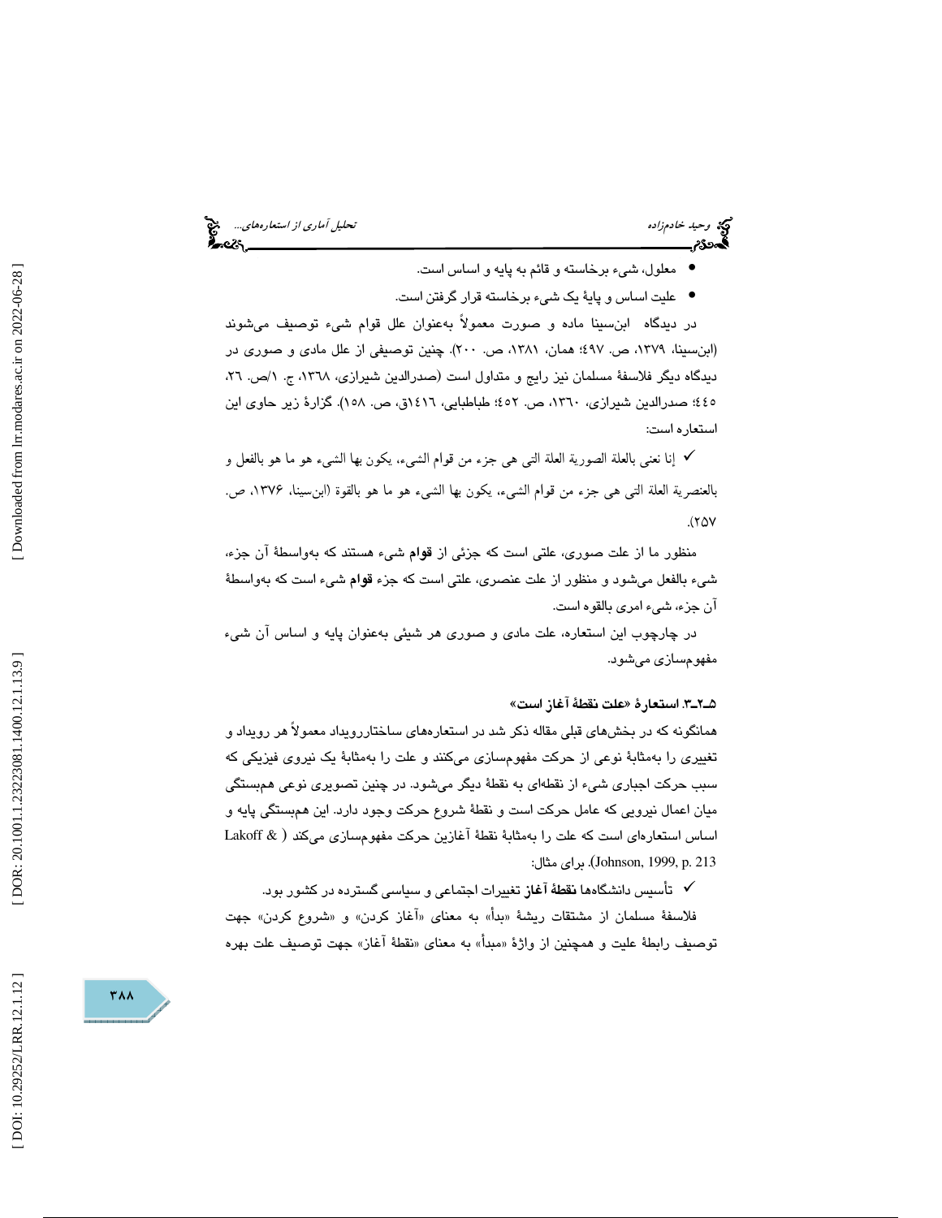- معلول، شیء برخاسته و قائم به پایه و اساس است.
- علیت اساس و پایهٔ یک شیء برخاسته قرار گرفتن است.

در دیدگاه ابن‌سینا ماده و صورت معمولاً به‌عنوان علل قوام شیء توصیف می‌شوند (ابن‌سینا، ۱۳۷۹، ص. ٤٩٧؛ همان، ۱۳۸۱، ص. ۲۰۰). چنین توصیفی از علل مادی و صوری در دیدگاه دیگر فلاسفهٔ مسلمان نیز رایج و متداول است (صدرالدین شیرازی، ۱۳٦۸، ج. ۱/ص. ۲٦، ٤٤٥؛ صدرالدین شیرازی، ۱۳٦۰، ص. ٤٥۲؛ طباطبایی، ۱٤۱٦ق، ص. ۱٥۸). گزارهٔ زیر حاوی این استعاره است:

✓ إنا نعنی بالعلة الصورية العلة التی هی جزء من قوام الشیء، يكون بها الشیء هو ما هو بالفعل و بالعنصرية العلة التی هی جزء من قوام الشیء، يكون بها الشیء هو ما هو بالقوة (ابن‌سینا، ۱۳۷٦، ص. ۲٥۷).

منظور ما از علت صوری، علتی است که جزئی از **قوام** شیء هستند که به‌واسطهٔ آن جزء، شیء بالفعل می‌شود و منظور از علت عنصری، علتی است که جزء **قوام** شیء است که به‌واسطهٔ آن جزء، شیء امری بالقوه است.

در چارچوب این استعاره، علت مادی و صوری هر شیئی به‌عنوان پایه و اساس آن شیء مفهوم‌سازی می‌شود.

### ۵-۲-۳. استعارهٔ «علت نقطهٔ آغاز است»

همانگونه که در بخش‌های قبلی مقاله ذکر شد در استعاره‌های ساختاررویداد معمولاً هر رویداد و تغییری را به‌مثابهٔ نوعی از حرکت مفهوم‌سازی می‌کنند و علت را به‌مثابهٔ یک نیروی فیزیکی که سبب حرکت اجباری شیء از نقطه‌ای به نقطهٔ دیگر می‌شود. در چنین تصویری نوعی همبستگی میان اعمال نیرویی که عامل حرکت است و نقطهٔ شروع حرکت وجود دارد. این همبستگی پایه و اساس استعاره‌ای است که علت را به‌مثابهٔ نقطهٔ آغازین حرکت مفهوم‌سازی می‌کند (Lakoff & Johnson, 1999, p. 213). برای مثال:

✓ تأسیس دانشگاه‌ها **نقطهٔ آغاز** تغییرات اجتماعی و سیاسی گسترده در کشور بود.

فلاسفهٔ مسلمان از مشتقات ریشهٔ «بدأ» به معنای «آغاز کردن» و «شروع کردن» جهت توصیف رابطهٔ علیت و همچنین از واژهٔ «مبدأ» به معنای «نقطهٔ آغاز» جهت توصیف علت بهره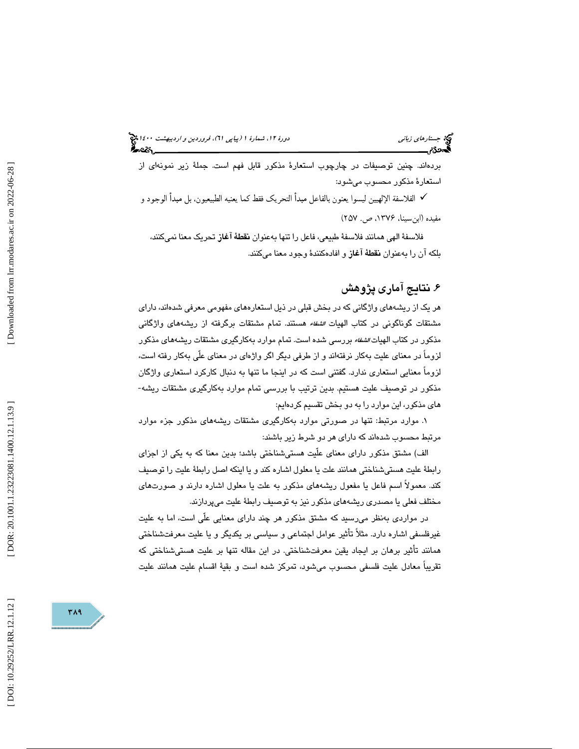برده‌اند. چنین توصیفات در چارچوب استعارۀ مذکور قابل فهم است. جملۀ زیر نمونه‌ای از استعارۀ مذکور محسوب می‌شود:

✓ الفلاسفة الإلهیین لیسوا یعنون بالفاعل مبدأ التحریک فقط کما یعنیه الطبیعیون، بل مبدأ الوجود و مفیده (ابن‌سینا، ۱۳۷۶، ص. ۲۵۷)

فلاسفۀ الهی همانند فلاسفۀ طبیعی، فاعل را تنها به‌عنوان **نقطۀ آغاز** تحریک معنا نمی‌کنند، بلکه آن را به‌عنوان **نقطۀ آغاز** و افاده‌کنندۀ وجود معنا می‌کنند.

## ۶. نتایج آماری پژوهش

هر یک از ریشه‌های واژگانی که در بخش قبلی در ذیل استعاره‌های مفهومی معرفی شده‌اند، دارای مشتقات گوناگونی در کتاب الهیات *الشفاء* هستند. تمام مشتقات برگرفته از ریشه‌های واژگانی مذکور در کتاب الهیات *الشفاء* بررسی شده است. تمام موارد به‌کارگیری مشتقات ریشه‌های مذکور لزوماً در معنای علیت به‌کار نرفته‌اند و از طرفی دیگر اگر واژه‌ای در معنای علّی به‌کار رفته است، لزوماً معنایی استعاری ندارد. گفتنی است که در اینجا ما تنها به دنبال کارکرد استعاری واژگان مذکور در توصیف علیت هستیم. بدین ترتیب با بررسی تمام موارد به‌کارگیری مشتقات ریشه‌های مذکور، این موارد را به دو بخش تقسیم کرده‌ایم:

۱. موارد مرتبط: تنها در صورتی موارد به‌کارگیری مشتقات ریشه‌های مذکور جزء موارد مرتبط محسوب شده‌اند که دارای هر دو شرط زیر باشند:

الف) مشتق مذکور دارای معنای علّیت هستی‌شناختی باشد؛ بدین معنا که به یکی از اجزای رابطۀ علیت هستی‌شناختی همانند علت یا معلول اشاره کند و یا اینکه اصل رابطۀ علیت را توصیف کند. معمولاً اسم فاعل یا مفعول ریشه‌های مذکور به علت یا معلول اشاره دارند و صورت‌های مختلف فعلی یا مصدری ریشه‌های مذکور نیز به توصیف رابطۀ علیت می‌پردازند.

در مواردی به‌نظر می‌رسید که مشتق مذکور هر چند دارای معنایی علّی است، اما به علیت غیرفلسفی اشاره دارد. مثلاً تأثیر عوامل اجتماعی و سیاسی بر یکدیگر و یا علیت معرفت‌شناختی همانند تأثیر برهان بر ایجاد یقین معرفت‌شناختی. در این مقاله تنها بر علیت هستی‌شناختی که تقریباً معادل علیت فلسفی محسوب می‌شود، تمرکز شده است و بقیۀ اقسام علیت همانند علیت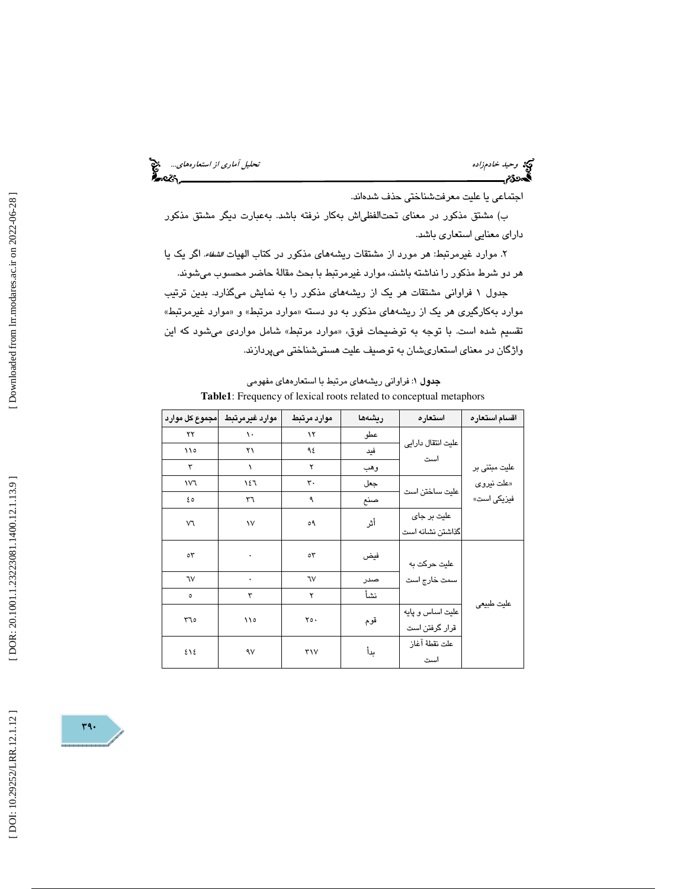اجتماعی یا علیت معرفت‌شناختی حذف شده‌اند.

ب) مشتق مذکور در معنای تحت‌اللفظی‌اش به‌کار نرفته باشد. به‌عبارت دیگر مشتق مذکور دارای معنایی استعاری باشد.

۲. موارد غیرمرتبط: هر مورد از مشتقات ریشه‌های مذکور در کتاب الهیات *الشفاء*. اگر یک یا هر دو شرط مذکور را نداشته باشند، موارد غیرمرتبط با بحث مقالهٔ حاضر محسوب می‌شوند.

جدول ۱ فراوانی مشتقات هر یک از ریشه‌های مذکور را به نمایش می‌گذارد. بدین ترتیب موارد به‌کارگیری هر یک از ریشه‌های مذکور به دو دسته «موارد مرتبط» و «موارد غیرمرتبط» تقسیم شده است. با توجه به توضیحات فوق، «موارد مرتبط» شامل مواردی می‌شود که این واژگان در معنای استعاری‌شان به توصیف علیت هستی‌شناختی می‌پردازند.

**جدول ۱**: فراوانی ریشه‌های مرتبط با استعاره‌های مفهومی

**Table1**: Frequency of lexical roots related to conceptual metaphors

| اقسام استعاره | استعاره | ریشه‌ها | موارد مرتبط | موارد غیرمرتبط | مجموع کل موارد |
|---|---|---|---|---|---|
| علیت مبتنی بر «علت نیروی فیزیکی است» | علیت انتقال دارایی است | عطو | ۱۲ | ۱۰ | ۲۲ |
| | | فید | ۹٤ | ۲۱ | ۱۱۵ |
| | | وهب | ۲ | ۱ | ۳ |
| | علیت ساختن است | جعل | ۳۰ | ۱٤٦ | ۱۷٦ |
| | | صنع | ۹ | ۳٦ | ٤۵ |
| | علیت بر جای گذاشتن نشانه است | أثر | ۵۹ | ۱۷ | ۷٦ |
| علیت طبیعی | علیت حرکت به سمت خارج است | فیض | ۵۳ | ۰ | ۵۳ |
| | | صدر | ٦۷ | ۰ | ٦۷ |
| | | نشأ | ۲ | ۳ | ۵ |
| | علیت اساس و پایه قرار گرفتن است | قوم | ۲۵۰ | ۱۱۵ | ۳٦۵ |
| | علت نقطهٔ آغاز است | بدأ | ۳۱۷ | ۹۷ | ٤۱٤ |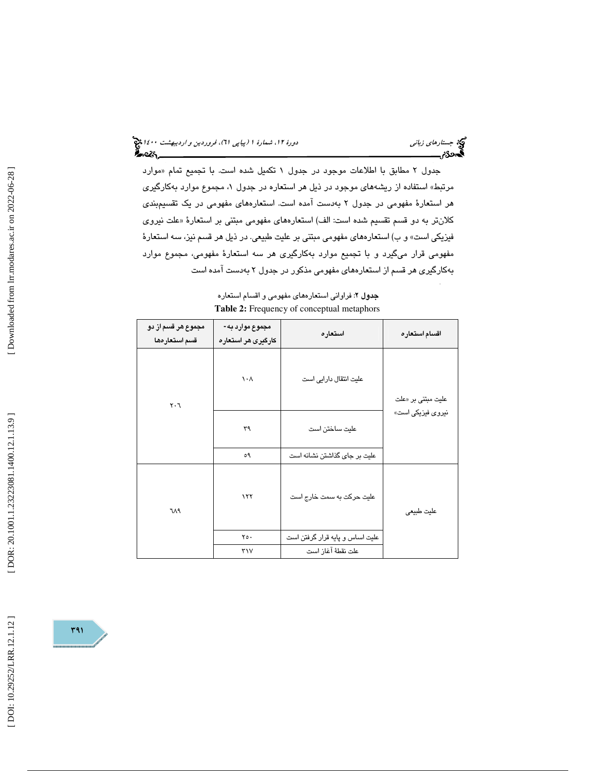جدول ۲ مطابق با اطلاعات موجود در جدول ۱ تکمیل شده است. با تجمیع تمام «موارد مرتبط» استفاده از ریشه‌های موجود در ذیل هر استعاره در جدول ۱، مجموع موارد به‌کارگیری هر استعارهٔ مفهومی در جدول ۲ به‌دست آمده است. استعاره‌های مفهومی در یک تقسیم‌بندی کلان‌تر به دو قسم تقسیم شده است: الف) استعاره‌های مفهومی مبتنی بر استعارهٔ «علت نیروی فیزیکی است» و ب) استعاره‌های مفهومی مبتنی بر علیت طبیعی. در ذیل هر قسم نیز، سه استعارهٔ مفهومی قرار می‌گیرد و با تجمیع موارد به‌کارگیری هر سه استعارهٔ مفهومی، مجموع موارد به‌کارگیری هر قسم از استعاره‌های مفهومی مذکور در جدول ۲ به‌دست آمده است

**جدول ۲**: فراوانی استعاره‌های مفهومی و اقسام استعاره

**Table 2:** Frequency of conceptual metaphors

| اقسام استعاره | استعاره | مجموع موارد به‌کارگیری هر استعاره | مجموع هر قسم از دو قسم استعاره‌ها |
|---|---|---|---|
| علیت مبتنی بر «علت نیروی فیزیکی است» | علیت انتقال دارایی است | ۱۰۸ | ۲۰۶ |
| | علیت ساختن است | ۳۹ | |
| | علیت بر جای گذاشتن نشانه است | ۵۹ | |
| علیت طبیعی | علیت حرکت به سمت خارج است | ۱۲۲ | ۶۸۹ |
| | علیت اساس و پایه قرار گرفتن است | ۲۵۰ | |
| | علت نقطهٔ آغاز است | ۳۱۷ | |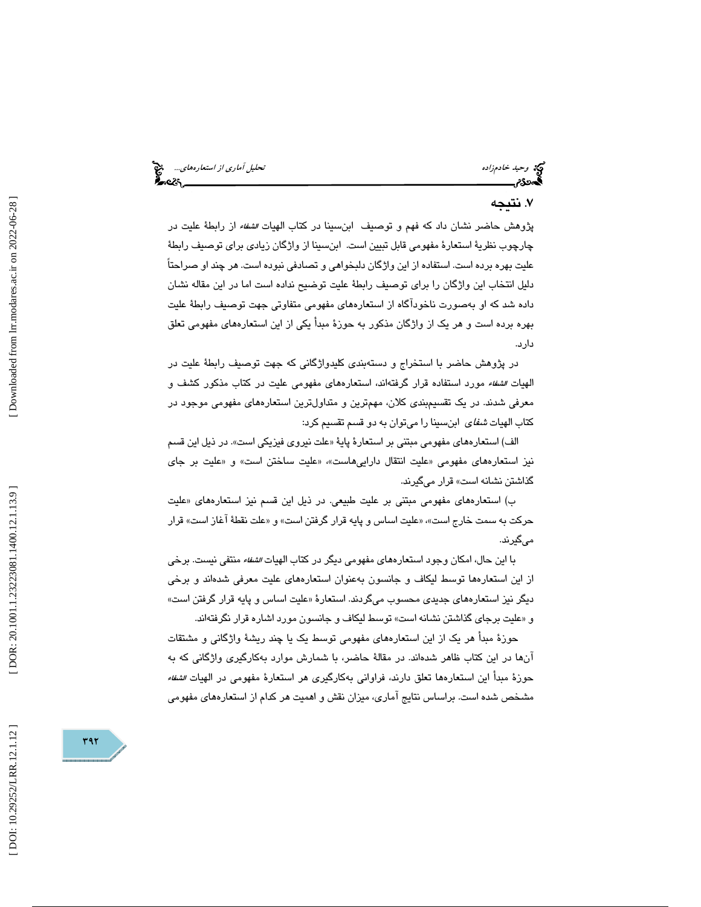## ۷. نتیجه

پژوهش حاضر نشان داد که فهم و توصیف ابن‌سینا در کتاب الهیات *الشفاء* از رابطهٔ علیت در چارچوب نظریهٔ استعارهٔ مفهومی قابل تبیین است. ابن‌سینا از واژگان زیادی برای توصیف رابطهٔ علیت بهره برده است. استفاده از این واژگان دلبخواهی و تصادفی نبوده است. هر چند او صراحتاً دلیل انتخاب این واژگان را برای توصیف رابطهٔ علیت توضیح نداده است اما در این مقاله نشان داده شد که او به‌صورت ناخودآگاه از استعاره‌های مفهومی متفاوتی جهت توصیف رابطهٔ علیت بهره برده است و هر یک از واژگان مذکور به حوزهٔ مبدأ یکی از این استعاره‌های مفهومی تعلق دارد.

در پژوهش حاضر با استخراج و دسته‌بندی کلیدواژگانی که جهت توصیف رابطهٔ علیت در الهیات *الشفاء* مورد استفاده قرار گرفته‌اند، استعاره‌های مفهومی علیت در کتاب مذکور کشف و معرفی شدند. در یک تقسیم‌بندی کلان، مهم‌ترین و متداول‌ترین استعاره‌های مفهومی موجود در کتاب الهیات *شفای* ابن‌سینا را می‌توان به دو قسم تقسیم کرد:

الف) استعاره‌های مفهومی مبتنی بر استعارهٔ پایهٔ «علت نیروی فیزیکی است». در ذیل این قسم نیز استعاره‌های مفهومی «علیت انتقال دارایی‌هاست»، «علیت ساختن است» و «علیت بر جای گذاشتن نشانه است» قرار می‌گیرند.

ب) استعاره‌های مفهومی مبتنی بر علیت طبیعی. در ذیل این قسم نیز استعاره‌های «علیت حرکت به سمت خارج است»، «علیت اساس و پایه قرار گرفتن است» و «علت نقطهٔ آغاز است» قرار می‌گیرند.

با این حال، امکان وجود استعاره‌های مفهومی دیگر در کتاب الهیات *الشفاء* منتفی نیست. برخی از این استعاره‌ها توسط لیکاف و جانسون به‌عنوان استعاره‌های علیت معرفی شده‌اند و برخی دیگر نیز استعاره‌های جدیدی محسوب می‌گردند. استعارهٔ «علیت اساس و پایه قرار گرفتن است» و «علیت برجای گذاشتن نشانه است» توسط لیکاف و جانسون مورد اشاره قرار نگرفته‌اند.

حوزهٔ مبدأ هر یک از این استعاره‌های مفهومی توسط یک یا چند ریشهٔ واژگانی و مشتقات آن‌ها در این کتاب ظاهر شده‌اند. در مقالهٔ حاضر، با شمارش موارد به‌کارگیری واژگانی که به حوزهٔ مبدأ این استعاره‌ها تعلق دارند، فراوانی به‌کارگیری هر استعارهٔ مفهومی در الهیات *الشفاء* مشخص شده است. براساس نتایج آماری، میزان نقش و اهمیت هر کدام از استعاره‌های مفهومی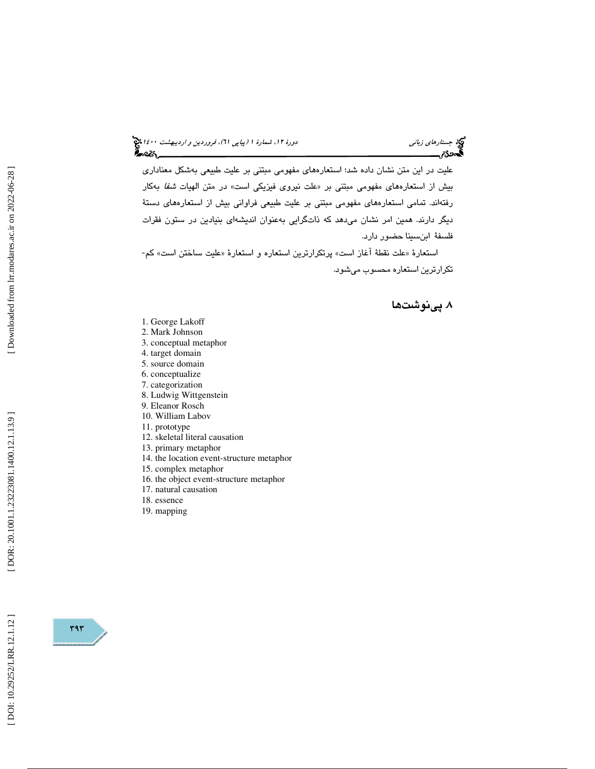علیت در این متن نشان داده شد؛ استعاره‌های مفهومی مبتنی بر علیت طبیعی به‌شکل معناداری بیش از استعاره‌های مفهومی مبتنی بر «علت نیروی فیزیکی است» در متن الهیات *شفا* به‌کار رفته‌اند. تمامی استعاره‌های مفهومی مبتنی بر علیت طبیعی فراوانی بیش از استعاره‌های دستهٔ دیگر دارند. همین امر نشان می‌دهد که ذات‌گرایی به‌عنوان اندیشه‌ای بنیادین در ستون فقرات فلسفهٔ ابن‌سینا حضور دارد.

استعارهٔ «علت نقطهٔ آغاز است» پرتکرارترین استعاره و استعارهٔ «علیت ساختن است» کم‌تکرارترین استعاره محسوب می‌شود.

## ۸. پی‌نوشت‌ها

1. George Lakoff
2. Mark Johnson
3. conceptual metaphor
4. target domain
5. source domain
6. conceptualize
7. categorization
8. Ludwig Wittgenstein
9. Eleanor Rosch
10. William Labov
11. prototype
12. skeletal literal causation
13. primary metaphor
14. the location event-structure metaphor
15. complex metaphor
16. the object event-structure metaphor
17. natural causation
18. essence
19. mapping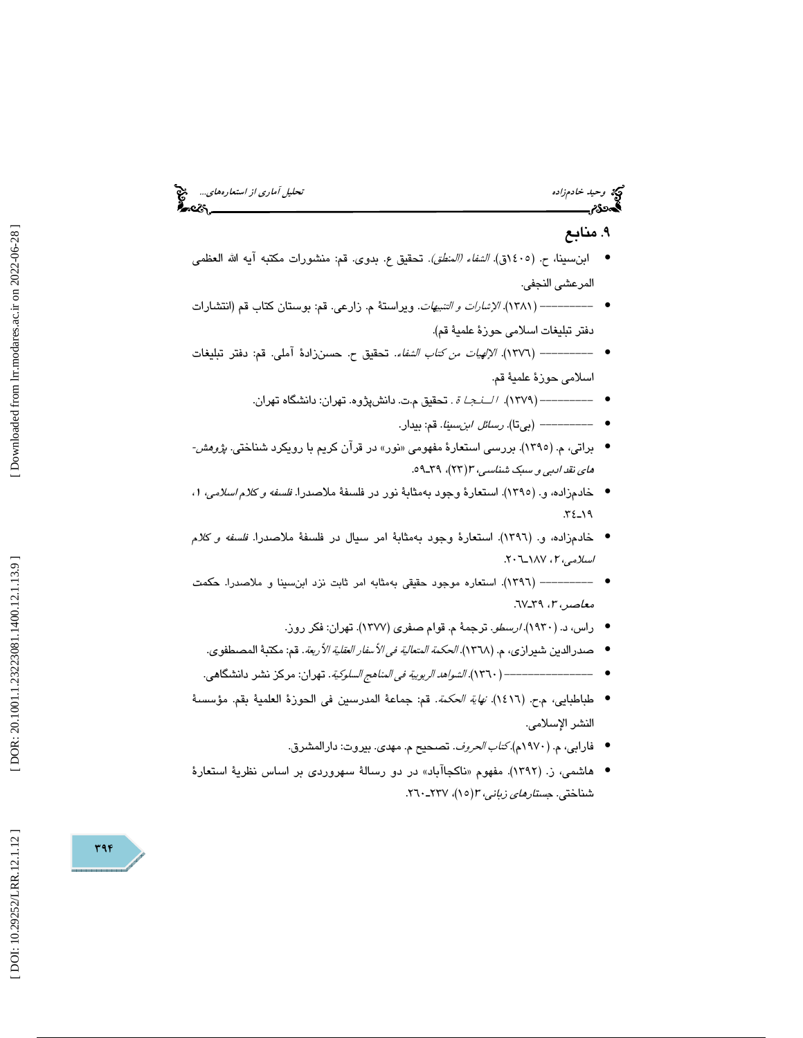## ۹. منابع

- ابن‌سینا، ح. (۱٤۰٥ق). *الشفاء (المنطق)*. تحقیق ع. بدوی. قم: منشورات مکتبه آیه الله العظمی المرعشی النجفی.
- ———— (۱۳۸۱). *الإشارات و التنبیهات*. ویراستهٔ م. زارعی. قم: بوستان کتاب قم (انتشارات دفتر تبلیغات اسلامی حوزهٔ علمیهٔ قم).
- ———— (۱۳۷٦). *الإلهیات من کتاب الشفاء*. تحقیق ح. حسن‌زادهٔ آملی. قم: دفتر تبلیغات اسلامی حوزهٔ علمیهٔ قم.
- ———— (۱۳۷۹). *النجاة*. تحقیق م.ت. دانش‌پژوه. تهران: دانشگاه تهران.
- ———— (بی‌تا). *رسائل ابن‌سینا*. قم: بیدار.
- براتی، م. (۱۳۹٥). بررسی استعارهٔ مفهومی «نور» در قرآن کریم با رویکرد شناختی. *پژوهش‌های نقد ادبی و سبک شناسی*، ۳(۲۳)، ۳۹ـ٥۹.
- خادم‌زاده، و. (۱۳۹٥). استعارهٔ وجود به‌مثابهٔ نور در فلسفهٔ ملاصدرا. *فلسفه و کلام اسلامی*، ۱، ۱۹ـ۳٤.
- خادم‌زاده، و. (۱۳۹٦). استعارهٔ وجود به‌مثابهٔ امر سیال در فلسفهٔ ملاصدرا. *فلسفه و کلام اسلامی*، ۲، ۱۸۷ـ۲۰٦.
- ———— (۱۳۹٦). استعاره موجود حقیقی به‌مثابه امر ثابت نزد ابن‌سینا و ملاصدرا. *حکمت معاصر*، ۳، ۳۹ـ٦۷.
- راس، د. (۱۹۳۰). *ارسطو*. ترجمهٔ م. قوام صفری (۱۳۷۷). تهران: فکر روز.
- صدرالدین شیرازی، م. (۱۳٦۸). *الحکمة المتعالیة فی الأسفار العقلیة الأربعة*. قم: مکتبهٔ المصطفوی.
- ———————— (۱۳٦۰). *الشواهد الربوبیة فی المناهج السلوکیة*. تهران: مرکز نشر دانشگاهی.
- طباطبایی، م.ح. (۱٤۱٦). *نهایة الحکمة*. قم: جماعة المدرسین فی الحوزة العلمیة بقم. مؤسسهٔ النشر الإسلامی.
- فارابی، م. (۱۹۷۰م). *کتاب الحروف*. تصحیح م. مهدی. بیروت: دارالمشرق.
- هاشمی، ز. (۱۳۹۲). مفهوم «ناکجاآباد» در دو رسالهٔ سهروردی بر اساس نظریهٔ استعارهٔ شناختی. *جستارهای زبانی*، ۳(۱٥)، ۲۳۷ـ۲٦۰.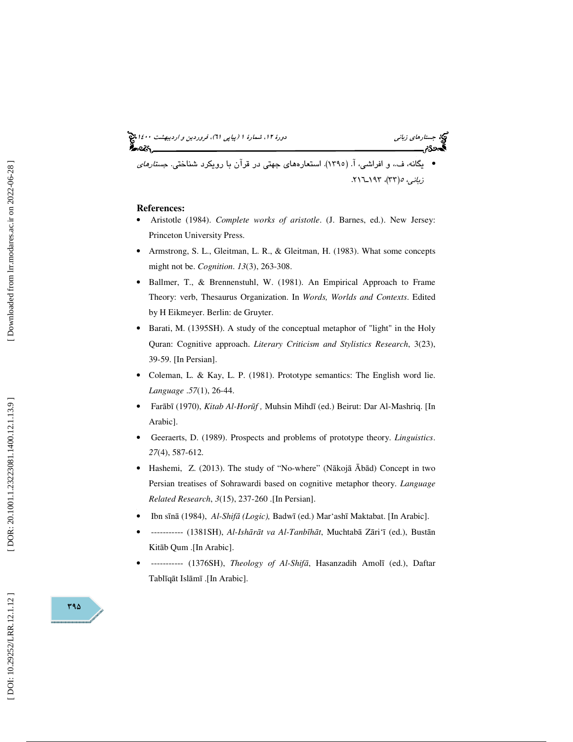- یگانه، ف.، و افراشی، آ. (۱۳۹۵). استعاره‌های جهتی در قرآن با رویکرد شناختی. *جستارهای زبانی*، ۵(۳۳)، ۱۹۳-۲۱۶.

**References:**

- Aristotle (1984). *Complete works of aristotle*. (J. Barnes, ed.). New Jersey: Princeton University Press.
- Armstrong, S. L., Gleitman, L. R., & Gleitman, H. (1983). What some concepts might not be. *Cognition*. *13*(3), 263-308.
- Ballmer, T., & Brennenstuhl, W. (1981). An Empirical Approach to Frame Theory: verb, Thesaurus Organization. In *Words, Worlds and Contexts*. Edited by H Eikmeyer. Berlin: de Gruyter.
- Barati, M. (1395SH). A study of the conceptual metaphor of "light" in the Holy Quran: Cognitive approach. *Literary Criticism and Stylistics Research*, 3(23), 39-59. [In Persian].
- Coleman, L. & Kay, L. P. (1981). Prototype semantics: The English word lie. *Language* .*57*(1), 26-44.
- Farābī (1970), *Kitab Al-Horūf* , Muhsin Mihdī (ed.) Beirut: Dar Al-Mashriq. [In Arabic].
- Geeraerts, D. (1989). Prospects and problems of prototype theory. *Linguistics*. *27*(4), 587-612.
- Hashemi, Z. (2013). The study of “No-where” (Nākojā Ābād) Concept in two Persian treatises of Sohrawardi based on cognitive metaphor theory. *Language Related Research*, *3*(15), 237-260 .[In Persian].
- Ibn sīnā (1984), *Al-Shifā (Logic),* Badwī (ed.) Mar‘ashī Maktabat. [In Arabic].
- ----------- (1381SH), *Al-Ishārāt va Al-Tanbīhāt*, Muchtabā Zāri‘ī (ed.), Bustān Kitāb Qum .[In Arabic].
- ----------- (1376SH), *Theology of Al-Shifā*, Hasanzadih Amolī (ed.), Daftar Tablīqāt Islāmī .[In Arabic].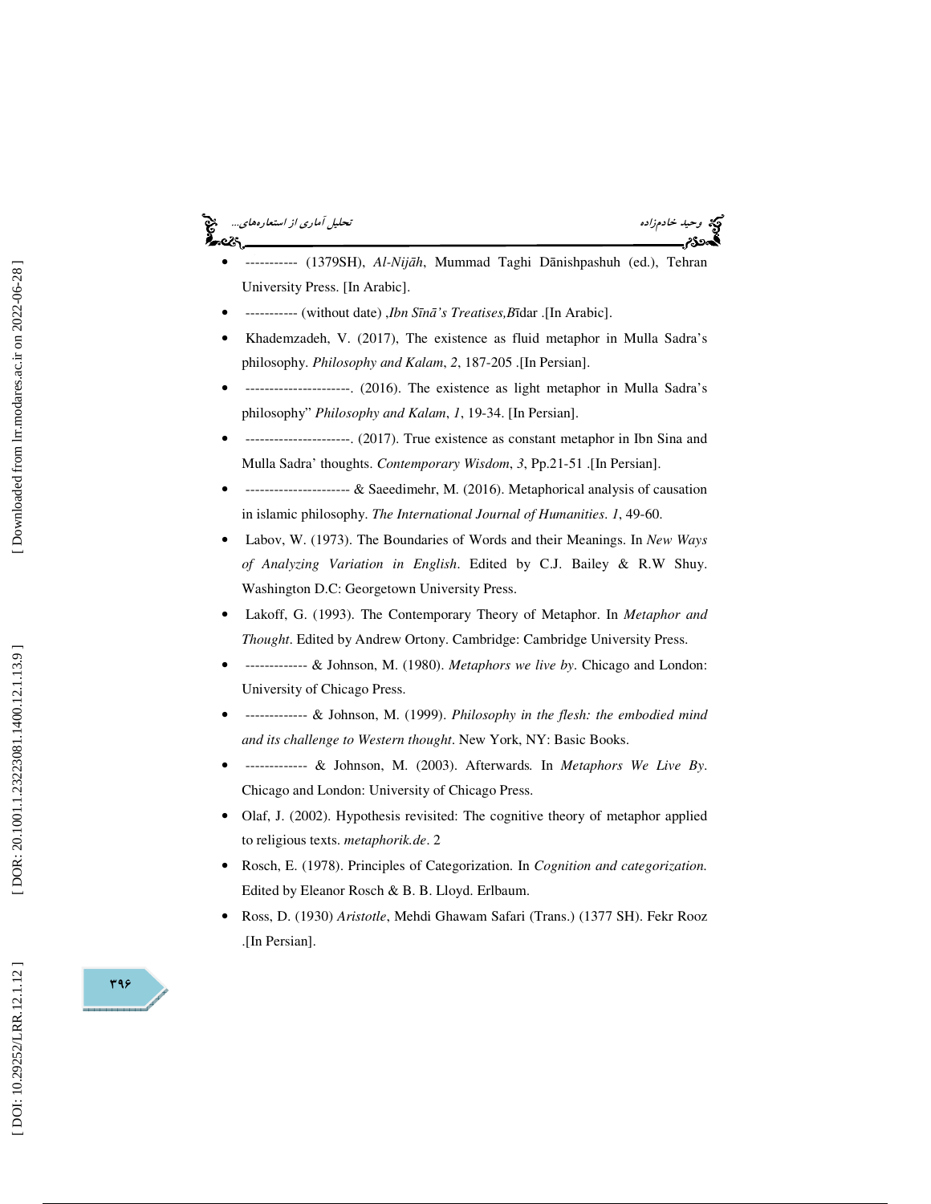- ----------- (1379SH), *Al-Nijāh*, Mummad Taghi Dānishpashuh (ed.), Tehran University Press. [In Arabic].
- ----------- (without date) ,*Ibn Sīnā's Treatises,B*īdar .[In Arabic].
- Khademzadeh, V. (2017), The existence as fluid metaphor in Mulla Sadra's philosophy. *Philosophy and Kalam*, *2*, 187-205 .[In Persian].
- ----------------------. (2016). The existence as light metaphor in Mulla Sadra's philosophy" *Philosophy and Kalam*, *1*, 19-34. [In Persian].
- ----------------------. (2017). True existence as constant metaphor in Ibn Sina and Mulla Sadra' thoughts. *Contemporary Wisdom*, *3*, Pp.21-51 .[In Persian].
- ---------------------- & Saeedimehr, M. (2016). Metaphorical analysis of causation in islamic philosophy. *The International Journal of Humanities*. *1*, 49-60.
- Labov, W. (1973). The Boundaries of Words and their Meanings. In *New Ways of Analyzing Variation in English*. Edited by C.J. Bailey & R.W Shuy. Washington D.C: Georgetown University Press.
- Lakoff, G. (1993). The Contemporary Theory of Metaphor. In *Metaphor and Thought*. Edited by Andrew Ortony. Cambridge: Cambridge University Press.
- ------------- & Johnson, M. (1980). *Metaphors we live by*. Chicago and London: University of Chicago Press.
- ------------- & Johnson, M. (1999). *Philosophy in the flesh: the embodied mind and its challenge to Western thought*. New York, NY: Basic Books.
- ------------- & Johnson, M. (2003). Afterwards*.* In *Metaphors We Live By*. Chicago and London: University of Chicago Press.
- Olaf, J. (2002). Hypothesis revisited: The cognitive theory of metaphor applied to religious texts. *metaphorik.de*. 2
- Rosch, E. (1978). Principles of Categorization. In *Cognition and categorization.* Edited by Eleanor Rosch & B. B. Lloyd. Erlbaum.
- Ross, D. (1930) *Aristotle*, Mehdi Ghawam Safari (Trans.) (1377 SH). Fekr Rooz .[In Persian].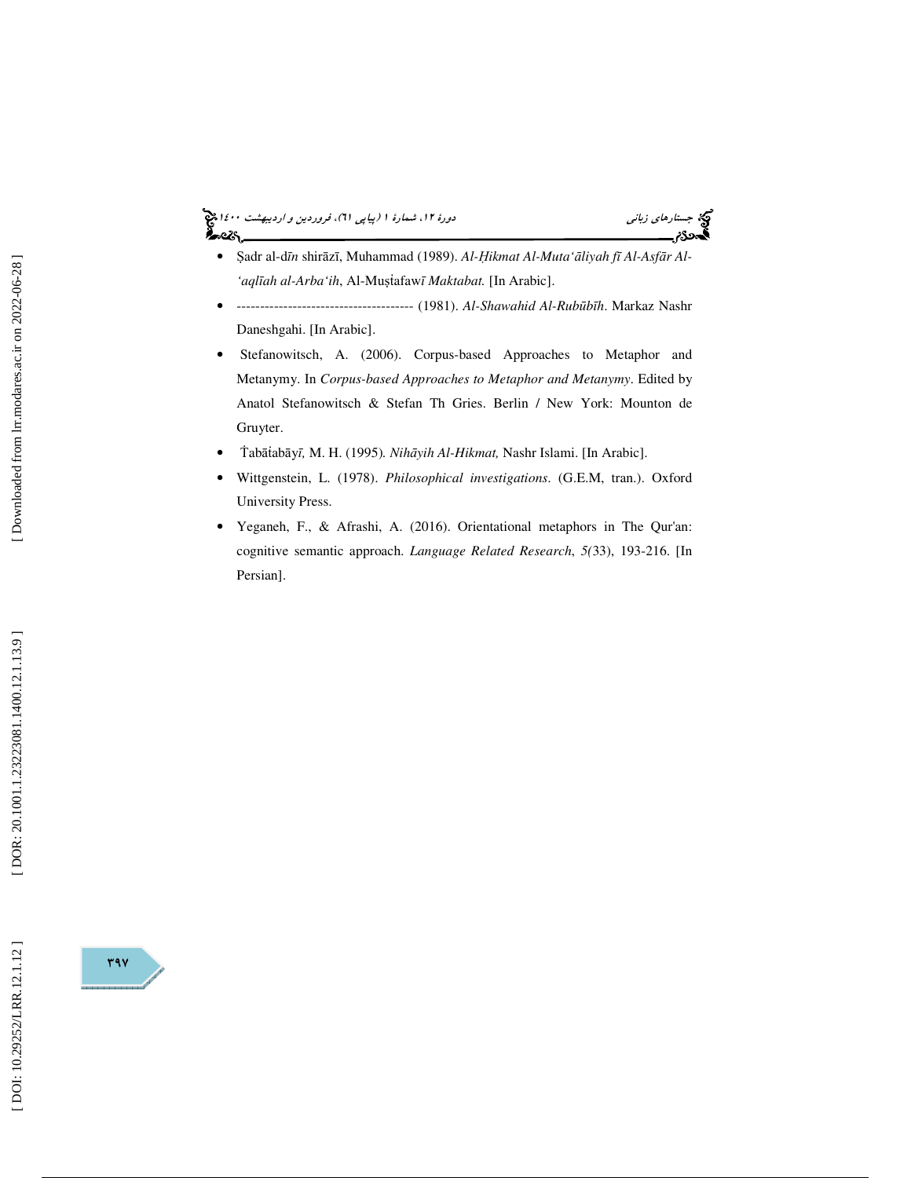- Ṣadr al-dīn shirāzī, Muhammad (1989). *Al-Ḥikmat Al-Muta'āliyah fī Al-Asfār Al-'aqlīah al-Arba'ih*, Al-Muṣṭafawī *Maktabat.* [In Arabic].
- -------------------------------------- (1981). *Al-Shawahid Al-Rubūbīh*. Markaz Nashr Daneshgahi. [In Arabic].
- Stefanowitsch, A. (2006). Corpus-based Approaches to Metaphor and Metanymy. In *Corpus-based Approaches to Metaphor and Metanymy*. Edited by Anatol Stefanowitsch & Stefan Th Gries. Berlin / New York: Mounton de Gruyter.
- Ṫabāṫabāyī, M. H. (1995). *Nihāyih Al-Hikmat,* Nashr Islami. [In Arabic].
- Wittgenstein, L. (1978). *Philosophical investigations*. (G.E.M, tran.). Oxford University Press.
- Yeganeh, F., & Afrashi, A. (2016). Orientational metaphors in The Qur'an: cognitive semantic approach. *Language Related Research*, *5(*33), 193-216. [In Persian].